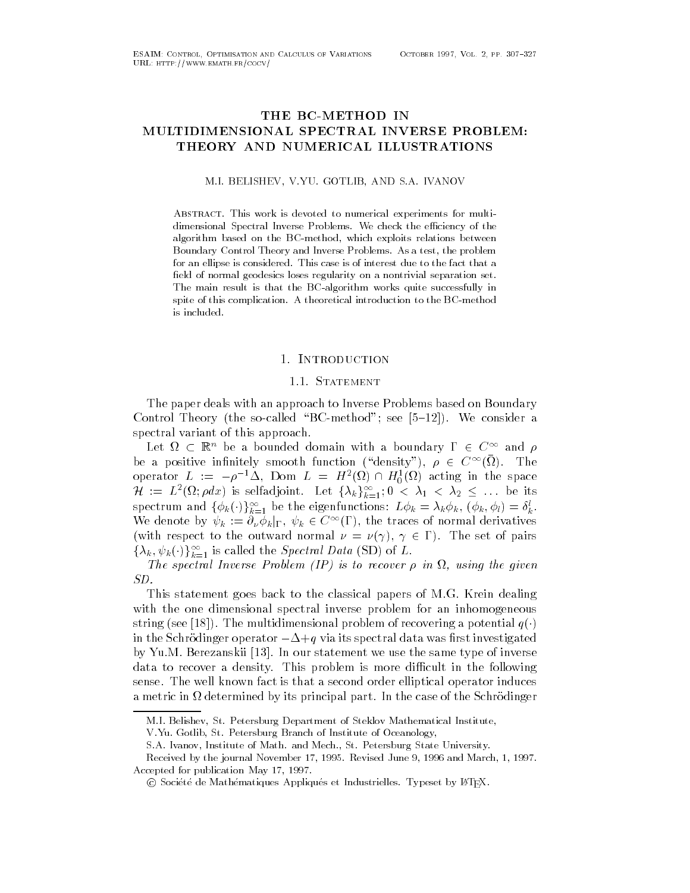# THE BC-METHOD IN MULTIDIMENSIONAL SPECTRAL INVERSE PROBLEM: THEORY AND NUMERICAL ILLUSTRATIONS

M.I. BELISHEV, V.YU. GOTLIB, AND S.A. IVANOV

ABSTRACT. This work is devoted to numerical experiments for multidimensional Spectral Inverse Problems. We check the efficiency of the algorithm based on the BC-method, which exploits relations between Boundary Control Theory and Inverse Problems. As a test, the problem for an ellipse is considered. This case is of interest due to the fact that a field of normal geodesics loses regularity on a nontrivial separation set. The main result is that the BC-algorithm works quite successfully in spite of this complication. A theoretical introduction to the BC-method is included.

## 1. Introduction

### 1.1. Statement

The paper deals with an approach to Inverse Problems based on Boundary Control Theory (the so-called "BC-method"; see [5–12]). We consider a spectral variant of this approach.

Let $\Omega \subset \mathbb{R}^n$ be a bounded domain with a boundary $\Gamma \in C^\infty$ and $\rho$ be a positive infinitely smooth function ("density"), $\rho \in C^\infty(\bar{\Omega})$. The operator $L := -\rho^{-1}\Delta$, Dom $L = H^2(\Omega) \cap H^1_0(\Omega)$ acting in the space $\mathcal{H} := L^2(\Omega; \rho dx)$ is selfadjoint. Let $\{\lambda_k\}_{k=1}^\infty; 0 < \lambda_1 < \lambda_2 \leq \ldots$ be its spectrum and $\{\phi_k(\cdot)\}_{k=1}^\infty$ be the eigenfunctions: $L\phi_k = \lambda_k \phi_k$, $(\phi_k, \phi_l) = \delta_k^l$. We denote by $\psi_k := \partial_\nu \phi_k|_\Gamma$, $\psi_k \in C^\infty(\Gamma)$, the traces of normal derivatives (with respect to the outward normal $\nu = \nu(\gamma)$, $\gamma \in \Gamma$). The set of pairs $\{\lambda_k, \psi_k(\cdot)\}_{k=1}^\infty$ is called the *Spectral Data* (SD) of $L$.

*The spectral Inverse Problem (IP) is to recover $\rho$ in $\Omega$, using the given SD.*

This statement goes back to the classical papers of M.G. Krein dealing with the one dimensional spectral inverse problem for an inhomogeneous string (see [18]). The multidimensional problem of recovering a potential $q(\cdot)$ in the Schrödinger operator $-\Delta + q$ via its spectral data was first investigated by Yu.M. Berezanskii [13]. In our statement we use the same type of inverse data to recover a density. This problem is more difficult in the following sense. The well known fact is that a second order elliptical operator induces a metric in $\Omega$ determined by its principal part. In the case of the Schrödinger

---

M.I. Belishev, St. Petersburg Department of Steklov Mathematical Institute,

V.Yu. Gotlib, St. Petersburg Branch of Institute of Oceanology,

S.A. Ivanov, Institute of Math. and Mech., St. Petersburg State University.

Received by the journal November 17, 1995. Revised June 9, 1996 and March, 1, 1997. Accepted for publication May 17, 1997.

© Société de Mathématiques Appliqués et Industrielles. Typeset by LaTeX.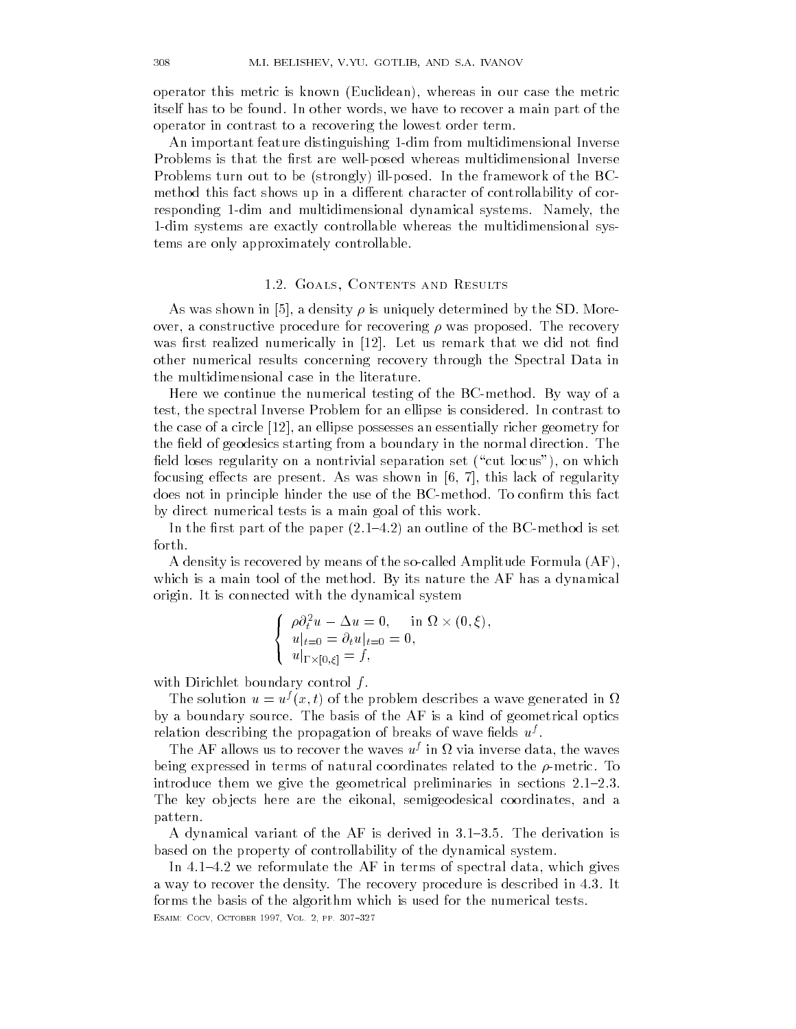operator this metric is known (Euclidean), whereas in our case the metric itself has to be found. In other words, we have to recover a main part of the operator in contrast to a recovering the lowest order term.

An important feature distinguishing 1-dim from multidimensional Inverse Problems is that the first are well-posed whereas multidimensional Inverse Problems turn out to be (strongly) ill-posed. In the framework of the BC-method this fact shows up in a different character of controllability of corresponding 1-dim and multidimensional dynamical systems. Namely, the 1-dim systems are exactly controllable whereas the multidimensional systems are only approximately controllable.

## 1.2. Goals, Contents and Results

As was shown in [5], a density $\rho$ is uniquely determined by the SD. Moreover, a constructive procedure for recovering $\rho$ was proposed. The recovery was first realized numerically in [12]. Let us remark that we did not find other numerical results concerning recovery through the Spectral Data in the multidimensional case in the literature.

Here we continue the numerical testing of the BC-method. By way of a test, the spectral Inverse Problem for an ellipse is considered. In contrast to the case of a circle [12], an ellipse possesses an essentially richer geometry for the field of geodesics starting from a boundary in the normal direction. The field loses regularity on a nontrivial separation set ("cut locus"), on which focusing effects are present. As was shown in [6, 7], this lack of regularity does not in principle hinder the use of the BC-method. To confirm this fact by direct numerical tests is a main goal of this work.

In the first part of the paper (2.1–4.2) an outline of the BC-method is set forth.

A density is recovered by means of the so-called Amplitude Formula (AF), which is a main tool of the method. By its nature the AF has a dynamical origin. It is connected with the dynamical system

$$
\begin{cases}
\rho \partial_t^2 u - \Delta u = 0, & \text{in } \Omega \times (0, \xi), \\
u|_{t=0} = \partial_t u|_{t=0} = 0, & \\
u|_{\Gamma \times [0,\xi]} = f, &
\end{cases}
$$

with Dirichlet boundary control $f$.

The solution $u = u^f(x,t)$ of the problem describes a wave generated in $\Omega$ by a boundary source. The basis of the AF is a kind of geometrical optics relation describing the propagation of breaks of wave fields $u^f$.

The AF allows us to recover the waves $u^f$ in $\Omega$ via inverse data, the waves being expressed in terms of natural coordinates related to the $\rho$-metric. To introduce them we give the geometrical preliminaries in sections 2.1–2.3. The key objects here are the eikonal, semigeodesical coordinates, and a pattern.

A dynamical variant of the AF is derived in 3.1–3.5. The derivation is based on the property of controllability of the dynamical system.

In 4.1–4.2 we reformulate the AF in terms of spectral data, which gives a way to recover the density. The recovery procedure is described in 4.3. It forms the basis of the algorithm which is used for the numerical tests.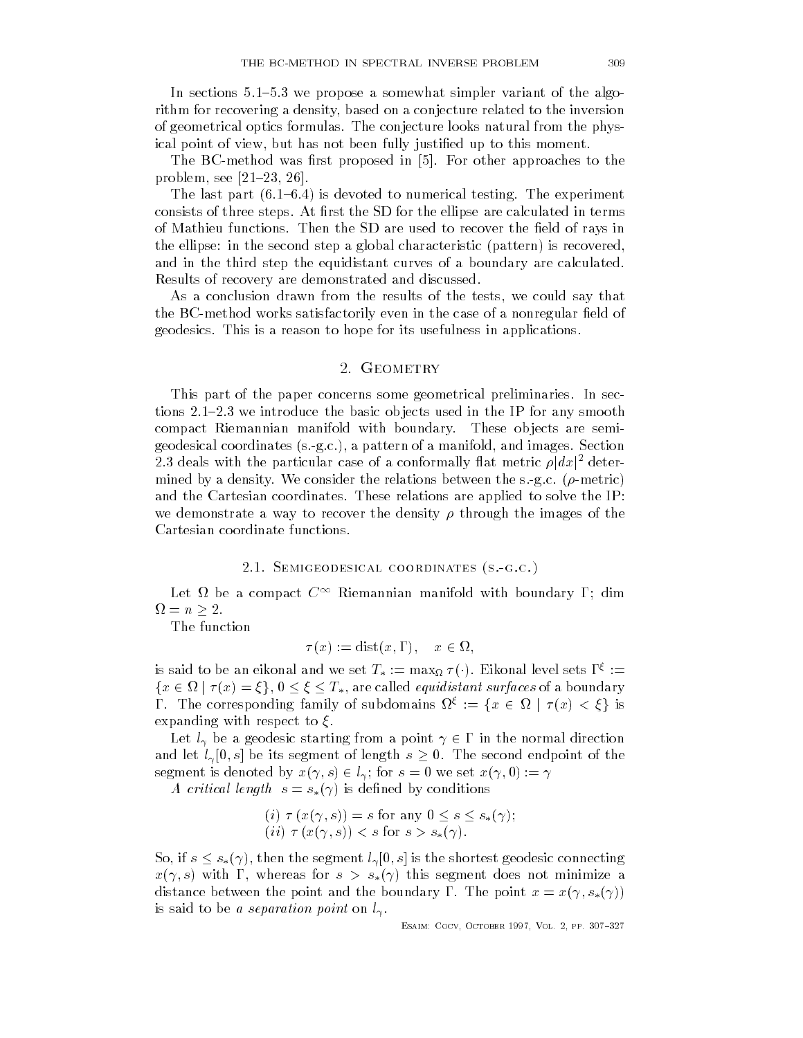In sections 5.1–5.3 we propose a somewhat simpler variant of the algorithm for recovering a density, based on a conjecture related to the inversion of geometrical optics formulas. The conjecture looks natural from the physical point of view, but has not been fully justified up to this moment.

The BC-method was first proposed in [5]. For other approaches to the problem, see [21–23, 26].

The last part (6.1–6.4) is devoted to numerical testing. The experiment consists of three steps. At first the SD for the ellipse are calculated in terms of Mathieu functions. Then the SD are used to recover the field of rays in the ellipse: in the second step a global characteristic (pattern) is recovered, and in the third step the equidistant curves of a boundary are calculated. Results of recovery are demonstrated and discussed.

As a conclusion drawn from the results of the tests, we could say that the BC-method works satisfactorily even in the case of a nonregular field of geodesics. This is a reason to hope for its usefulness in applications.

## 2. Geometry

This part of the paper concerns some geometrical preliminaries. In sections 2.1–2.3 we introduce the basic objects used in the IP for any smooth compact Riemannian manifold with boundary. These objects are semigeodesical coordinates (s.-g.c.), a pattern of a manifold, and images. Section 2.3 deals with the particular case of a conformally flat metric $\rho|dx|^2$ determined by a density. We consider the relations between the s.-g.c. ($\rho$-metric) and the Cartesian coordinates. These relations are applied to solve the IP: we demonstrate a way to recover the density $\rho$ through the images of the Cartesian coordinate functions.

### 2.1. Semigeodesical coordinates (s.-g.c.)

Let $\Omega$ be a compact $C^\infty$ Riemannian manifold with boundary $\Gamma$; dim $\Omega = n \geq 2$.

The function

$$\tau(x) := \operatorname{dist}(x, \Gamma), \quad x \in \Omega,$$

is said to be an eikonal and we set $T_* := \max_\Omega \tau(\cdot)$. Eikonal level sets $\Gamma^\xi := \{x \in \Omega \mid \tau(x) = \xi\}$, $0 \leq \xi \leq T_*$, are called *equidistant surfaces* of a boundary $\Gamma$. The corresponding family of subdomains $\Omega^\xi := \{x \in \Omega \mid \tau(x) < \xi\}$ is expanding with respect to $\xi$.

Let $l_\gamma$ be a geodesic starting from a point $\gamma \in \Gamma$ in the normal direction and let $l_\gamma[0, s]$ be its segment of length $s \geq 0$. The second endpoint of the segment is denoted by $x(\gamma, s) \in l_\gamma$; for $s = 0$ we set $x(\gamma, 0) := \gamma$

*A critical length* $s = s_*(\gamma)$ is defined by conditions

$$(i)\ \tau\left(x(\gamma, s)\right) = s \text{ for any } 0 \leq s \leq s_*(\gamma);$$
$$(ii)\ \tau\left(x(\gamma, s)\right) < s \text{ for } s > s_*(\gamma).$$

So, if $s \leq s_*(\gamma)$, then the segment $l_\gamma[0, s]$ is the shortest geodesic connecting $x(\gamma, s)$ with $\Gamma$, whereas for $s > s_*(\gamma)$ this segment does not minimize a distance between the point and the boundary $\Gamma$. The point $x = x(\gamma, s_*(\gamma))$ is said to be *a separation point* on $l_\gamma$.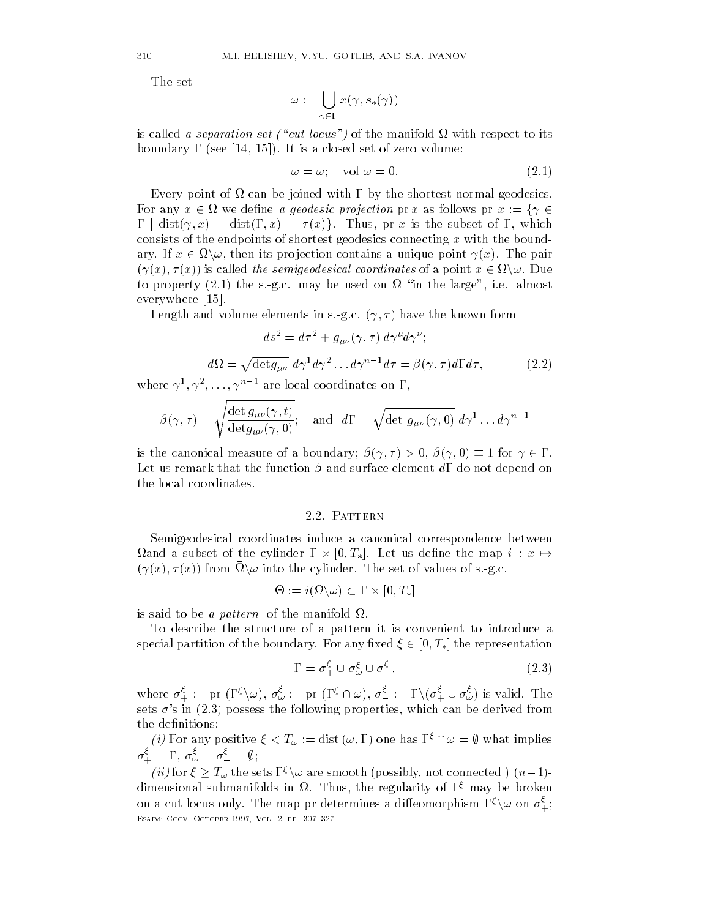The set

$$\omega := \bigcup_{\gamma \in \Gamma} x(\gamma, s_*(\gamma))$$

is called *a separation set ("cut locus")* of the manifold $\Omega$ with respect to its boundary $\Gamma$ (see [14, 15]). It is a closed set of zero volume:

$$\omega = \bar{\omega}; \quad \text{vol } \omega = 0. \tag{2.1}$$

Every point of $\Omega$ can be joined with $\Gamma$ by the shortest normal geodesics. For any $x \in \Omega$ we define *a geodesic projection* pr $x$ as follows pr $x := \{\gamma \in \Gamma \mid \text{dist}(\gamma, x) = \text{dist}(\Gamma, x) = \tau(x)\}$. Thus, pr $x$ is the subset of $\Gamma$, which consists of the endpoints of shortest geodesics connecting $x$ with the boundary. If $x \in \Omega \backslash \omega$, then its projection contains a unique point $\gamma(x)$. The pair $(\gamma(x), \tau(x))$ is called *the semigeodesical coordinates* of a point $x \in \Omega \backslash \omega$. Due to property (2.1) the s.-g.c. may be used on $\Omega$ "in the large", i.e. almost everywhere [15].

Length and volume elements in s.-g.c. $(\gamma, \tau)$ have the known form

$$ds^2 = d\tau^2 + g_{\mu\nu}(\gamma, \tau)\, d\gamma^\mu d\gamma^\nu;$$

$$d\Omega = \sqrt{\det g_{\mu\nu}}\; d\gamma^1 d\gamma^2 \dots d\gamma^{n-1} d\tau = \beta(\gamma, \tau) d\Gamma d\tau, \tag{2.2}$$

where $\gamma^1, \gamma^2, \dots, \gamma^{n-1}$ are local coordinates on $\Gamma$,

$$\beta(\gamma, \tau) = \sqrt{\frac{\det g_{\mu\nu}(\gamma, t)}{\det g_{\mu\nu}(\gamma, 0)}}; \quad \text{and} \quad d\Gamma = \sqrt{\det\, g_{\mu\nu}(\gamma, 0)}\; d\gamma^1 \dots d\gamma^{n-1}$$

is the canonical measure of a boundary; $\beta(\gamma, \tau) > 0$, $\beta(\gamma, 0) \equiv 1$ for $\gamma \in \Gamma$. Let us remark that the function $\beta$ and surface element $d\Gamma$ do not depend on the local coordinates.

### 2.2. Pattern

Semigeodesical coordinates induce a canonical correspondence between $\Omega$and a subset of the cylinder $\Gamma \times [0, T_*]$. Let us define the map $i : x \mapsto (\gamma(x), \tau(x))$ from $\bar{\Omega} \backslash \omega$ into the cylinder. The set of values of s.-g.c.

$$\Theta := i(\bar{\Omega} \backslash \omega) \subset \Gamma \times [0, T_*]$$

is said to be *a pattern* of the manifold $\Omega$.

To describe the structure of a pattern it is convenient to introduce a special partition of the boundary. For any fixed $\xi \in [0, T_*]$ the representation

$$\Gamma = \sigma^\xi_+ \cup \sigma^\xi_\omega \cup \sigma^\xi_-, \tag{2.3}$$

where $\sigma^\xi_+ := \text{pr}\ (\Gamma^\xi \backslash \omega)$, $\sigma^\xi_\omega := \text{pr}\ (\Gamma^\xi \cap \omega)$, $\sigma^\xi_- := \Gamma \backslash (\sigma^\xi_+ \cup \sigma^\xi_\omega)$ is valid. The sets $\sigma$'s in (2.3) possess the following properties, which can be derived from the definitions:

*(i)* For any positive $\xi < T_\omega := \text{dist}\ (\omega, \Gamma)$ one has $\Gamma^\xi \cap \omega = \emptyset$ what implies $\sigma^\xi_+ = \Gamma$, $\sigma^\xi_\omega = \sigma^\xi_- = \emptyset$;

*(ii)* for $\xi \geq T_\omega$ the sets $\Gamma^\xi \backslash \omega$ are smooth (possibly, not connected ) $(n-1)$-dimensional submanifolds in $\Omega$. Thus, the regularity of $\Gamma^\xi$ may be broken on a cut locus only. The map pr determines a diffeomorphism $\Gamma^\xi \backslash \omega$ on $\sigma^\xi_+$;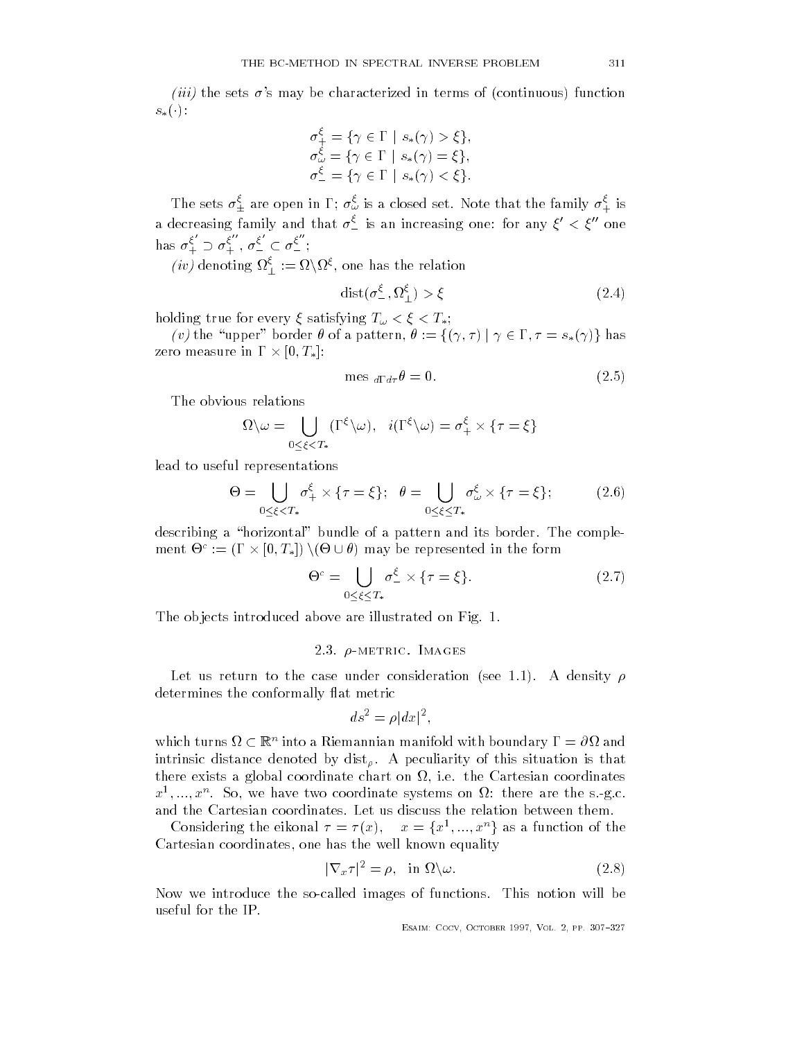*(iii)* the sets $\sigma$'s may be characterized in terms of (continuous) function $s_*(\cdot)$:

$$\sigma_+^\xi = \{\gamma \in \Gamma \mid s_*(\gamma) > \xi\},$$
$$\sigma_\omega^\xi = \{\gamma \in \Gamma \mid s_*(\gamma) = \xi\},$$
$$\sigma_-^\xi = \{\gamma \in \Gamma \mid s_*(\gamma) < \xi\}.$$

The sets $\sigma_\pm^\xi$ are open in $\Gamma$; $\sigma_\omega^\xi$ is a closed set. Note that the family $\sigma_+^\xi$ is a decreasing family and that $\sigma_-^\xi$ is an increasing one: for any $\xi' < \xi''$ one has $\sigma_+^{\xi'} \supset \sigma_+^{\xi''}$, $\sigma_-^{\xi'} \subset \sigma_-^{\xi''}$;

*(iv)* denoting $\Omega_\perp^\xi := \Omega \backslash \Omega^\xi$, one has the relation

$$\operatorname{dist}(\sigma_-^\xi, \Omega_\perp^\xi) > \xi \tag{2.4}$$

holding true for every $\xi$ satisfying $T_\omega < \xi < T_*$;

*(v)* the "upper" border $\theta$ of a pattern, $\theta := \{(\gamma, \tau) \mid \gamma \in \Gamma, \tau = s_*(\gamma)\}$ has zero measure in $\Gamma \times [0, T_*]$:

$$\text{mes}_{\, d\Gamma d\tau} \theta = 0. \tag{2.5}$$

The obvious relations

$$\Omega \backslash \omega = \bigcup_{0 \le \xi < T_*} (\Gamma^\xi \backslash \omega), \quad i(\Gamma^\xi \backslash \omega) = \sigma_+^\xi \times \{\tau = \xi\}$$

lead to useful representations

$$\Theta = \bigcup_{0 \le \xi < T_*} \sigma_+^\xi \times \{\tau = \xi\}; \quad \theta = \bigcup_{0 \le \xi \le T_*} \sigma_\omega^\xi \times \{\tau = \xi\}; \tag{2.6}$$

describing a "horizontal" bundle of a pattern and its border. The complement $\Theta^c := (\Gamma \times [0, T_*]) \setminus (\Theta \cup \theta)$ may be represented in the form

$$\Theta^c = \bigcup_{0 \le \xi \le T_*} \sigma_-^\xi \times \{\tau = \xi\}. \tag{2.7}$$

The objects introduced above are illustrated on Fig. 1.

### 2.3. $\rho$-metric. Images

Let us return to the case under consideration (see 1.1). A density $\rho$ determines the conformally flat metric

$$ds^2 = \rho |dx|^2,$$

which turns $\Omega \subset \mathbb{R}^n$ into a Riemannian manifold with boundary $\Gamma = \partial\Omega$ and intrinsic distance denoted by $\text{dist}_\rho$. A peculiarity of this situation is that there exists a global coordinate chart on $\Omega$, i.e. the Cartesian coordinates $x^1, ..., x^n$. So, we have two coordinate systems on $\Omega$: there are the s.-g.c. and the Cartesian coordinates. Let us discuss the relation between them.

Considering the eikonal $\tau = \tau(x)$, $\quad x = \{x^1, ..., x^n\}$ as a function of the Cartesian coordinates, one has the well known equality

$$|\nabla_x \tau|^2 = \rho, \quad \text{in } \Omega \backslash \omega. \tag{2.8}$$

Now we introduce the so-called images of functions. This notion will be useful for the IP.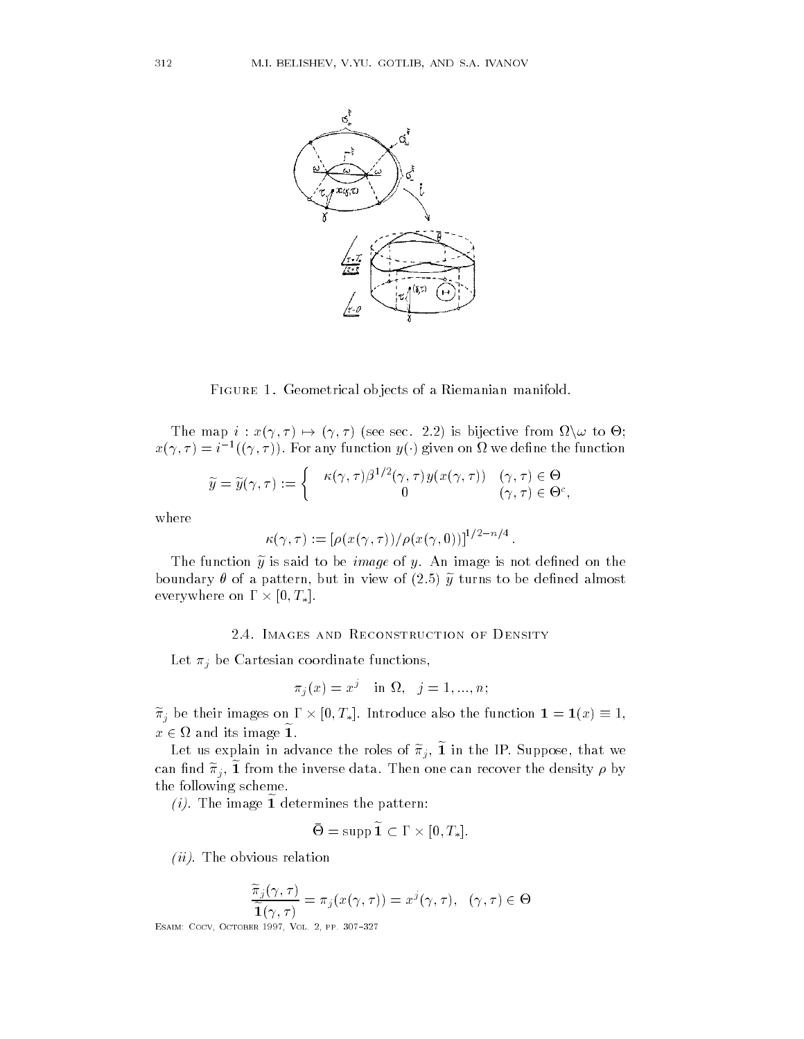Figure 1. Geometrical objects of a Riemanian manifold.

The map $i : x(\gamma, \tau) \mapsto (\gamma, \tau)$ (see sec. 2.2) is bijective from $\Omega \backslash \omega$ to $\Theta$; $x(\gamma, \tau) = i^{-1}((\gamma, \tau))$. For any function $y(\cdot)$ given on $\Omega$ we define the function

$$\widetilde{y} = \widetilde{y}(\gamma, \tau) := \begin{cases} \kappa(\gamma, \tau)\beta^{1/2}(\gamma, \tau) y(x(\gamma, \tau)) & (\gamma, \tau) \in \Theta \\ 0 & (\gamma, \tau) \in \Theta^c, \end{cases}$$

where

$$\kappa(\gamma, \tau) := [\rho(x(\gamma, \tau))/\rho(x(\gamma, 0))]^{1/2 - n/4}.$$

The function $\widetilde{y}$ is said to be *image* of $y$. An image is not defined on the boundary $\theta$ of a pattern, but in view of (2.5) $\widetilde{y}$ turns to be defined almost everywhere on $\Gamma \times [0, T_*]$.

## 2.4. Images and Reconstruction of Density

Let $\pi_j$ be Cartesian coordinate functions,

$$\pi_j(x) = x^j \quad \text{in } \Omega, \quad j = 1, ..., n;$$

$\widetilde{\pi}_j$ be their images on $\Gamma \times [0, T_*]$. Introduce also the function $\mathbf{1} = \mathbf{1}(x) \equiv 1$, $x \in \Omega$ and its image $\widetilde{\mathbf{1}}$.

Let us explain in advance the roles of $\widetilde{\pi}_j$, $\widetilde{\mathbf{1}}$ in the IP. Suppose, that we can find $\widetilde{\pi}_j$, $\widetilde{\mathbf{1}}$ from the inverse data. Then one can recover the density $\rho$ by the following scheme.

*(i).* The image $\widetilde{\mathbf{1}}$ determines the pattern:

$$\bar{\Theta} = \operatorname{supp} \widetilde{\mathbf{1}} \subset \Gamma \times [0, T_*].$$

*(ii).* The obvious relation

$$\frac{\widetilde{\pi}_j(\gamma, \tau)}{\widetilde{\mathbf{1}}(\gamma, \tau)} = \pi_j(x(\gamma, \tau)) = x^j(\gamma, \tau), \quad (\gamma, \tau) \in \Theta$$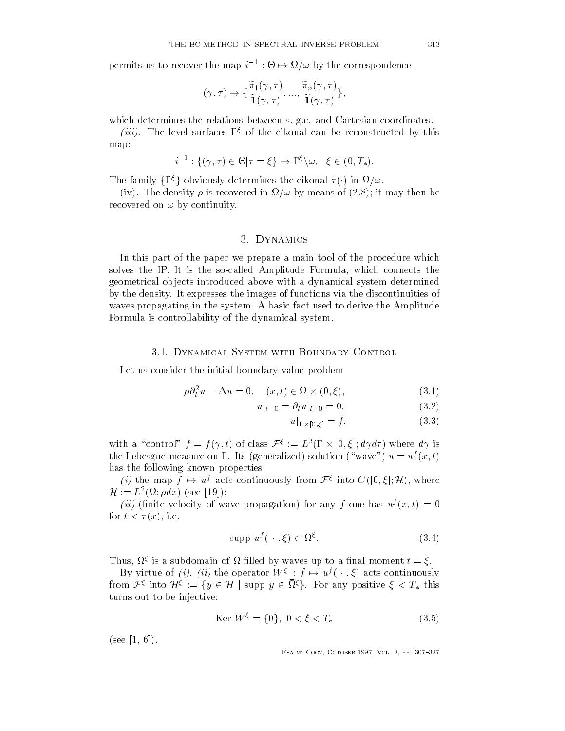permits us to recover the map $i^{-1} : \Theta \mapsto \Omega/\omega$ by the correspondence

$$(\gamma, \tau) \mapsto \{\frac{\widetilde{\pi}_1(\gamma, \tau)}{\widetilde{\mathbf{1}}(\gamma, \tau)}, ..., \frac{\widetilde{\pi}_n(\gamma, \tau)}{\widetilde{\mathbf{1}}(\gamma, \tau)}\},$$

which determines the relations between s.-g.c. and Cartesian coordinates.

*(iii).* The level surfaces $\Gamma^\xi$ of the eikonal can be reconstructed by this map:

$$i^{-1} : \{(\gamma, \tau) \in \Theta | \tau = \xi\} \mapsto \Gamma^\xi \backslash \omega, \quad \xi \in (0, T_*).$$

The family $\{\Gamma^\xi\}$ obviously determines the eikonal $\tau(\cdot)$ in $\Omega/\omega$.

(iv). The density $\rho$ is recovered in $\Omega/\omega$ by means of (2.8); it may then be recovered on $\omega$ by continuity.

## 3. Dynamics

In this part of the paper we prepare a main tool of the procedure which solves the IP. It is the so-called Amplitude Formula, which connects the geometrical objects introduced above with a dynamical system determined by the density. It expresses the images of functions via the discontinuities of waves propagating in the system. A basic fact used to derive the Amplitude Formula is controllability of the dynamical system.

### 3.1. Dynamical System with Boundary Control

Let us consider the initial boundary-value problem

$$\rho \partial_t^2 u - \Delta u = 0, \quad (x, t) \in \Omega \times (0, \xi), \tag{3.1}$$

$$u|_{t=0} = \partial_t u|_{t=0} = 0, \tag{3.2}$$

$$u|_{\Gamma \times [0,\xi]} = f, \tag{3.3}$$

with a "control" $f = f(\gamma, t)$ of class $\mathcal{F}^\xi := L^2(\Gamma \times [0, \xi]; d\gamma d\tau)$ where $d\gamma$ is the Lebesgue measure on $\Gamma$. Its (generalized) solution ("wave") $u = u^f(x, t)$ has the following known properties:

*(i)* the map $f \mapsto u^f$ acts continuously from $\mathcal{F}^\xi$ into $C([0, \xi]; \mathcal{H})$, where $\mathcal{H} := L^2(\Omega; \rho dx)$ (see [19]);

*(ii)* (finite velocity of wave propagation) for any $f$ one has $u^f(x, t) = 0$ for $t < \tau(x)$, i.e.

$$\text{supp } u^f(\,\cdot\,, \xi) \subset \bar{\Omega}^\xi. \tag{3.4}$$

Thus, $\Omega^\xi$ is a subdomain of $\Omega$ filled by waves up to a final moment $t = \xi$.

By virtue of *(i), (ii)* the operator $W^\xi : f \mapsto u^f(\,\cdot\,, \xi)$ acts continuously from $\mathcal{F}^\xi$ into $\mathcal{H}^\xi := \{y \in \mathcal{H} \mid \text{supp } y \in \bar{\Omega}^\xi\}$. For any positive $\xi < T_*$ this turns out to be injective:

$$\text{Ker } W^\xi = \{0\}, \; 0 < \xi < T_* \tag{3.5}$$

(see [1, 6]).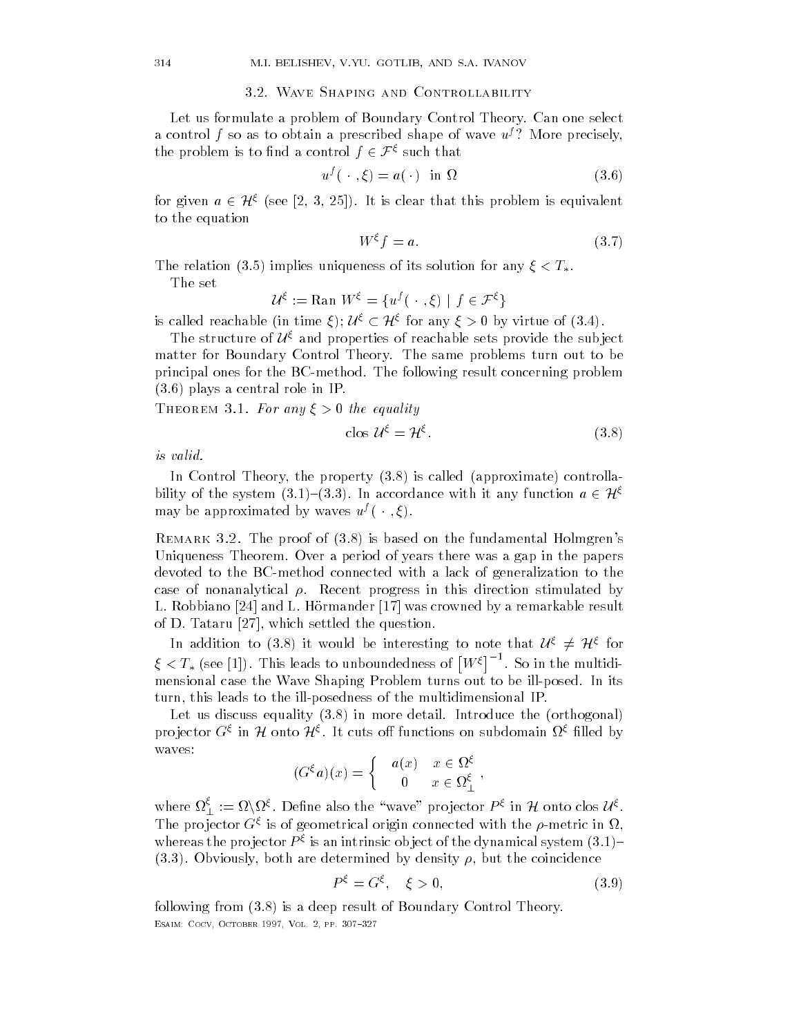### 3.2. Wave Shaping and Controllability

Let us formulate a problem of Boundary Control Theory. Can one select a control $f$ so as to obtain a prescribed shape of wave $u^f$? More precisely, the problem is to find a control $f \in \mathcal{F}^\xi$ such that

$$u^f(\,\cdot\,,\xi) = a(\cdot) \quad \text{in } \Omega \tag{3.6}$$

for given $a \in \mathcal{H}^\xi$ (see [2, 3, 25]). It is clear that this problem is equivalent to the equation

$$W^\xi f = a. \tag{3.7}$$

The relation (3.5) implies uniqueness of its solution for any $\xi < T_*$.

The set

$$\mathcal{U}^\xi := \operatorname{Ran} W^\xi = \{u^f(\,\cdot\,,\xi) \mid f \in \mathcal{F}^\xi\}$$

is called reachable (in time $\xi$); $\mathcal{U}^\xi \subset \mathcal{H}^\xi$ for any $\xi > 0$ by virtue of (3.4).

The structure of $\mathcal{U}^\xi$ and properties of reachable sets provide the subject matter for Boundary Control Theory. The same problems turn out to be principal ones for the BC-method. The following result concerning problem (3.6) plays a central role in IP.

Theorem 3.1. *For any $\xi > 0$ the equality*

$$\operatorname{clos} \mathcal{U}^\xi = \mathcal{H}^\xi. \tag{3.8}$$

*is valid.*

In Control Theory, the property (3.8) is called (approximate) controllability of the system (3.1)–(3.3). In accordance with it any function $a \in \mathcal{H}^\xi$ may be approximated by waves $u^f(\,\cdot\,,\xi)$.

Remark 3.2. The proof of (3.8) is based on the fundamental Holmgren's Uniqueness Theorem. Over a period of years there was a gap in the papers devoted to the BC-method connected with a lack of generalization to the case of nonanalytical $\rho$. Recent progress in this direction stimulated by L. Robbiano [24] and L. Hörmander [17] was crowned by a remarkable result of D. Tataru [27], which settled the question.

In addition to (3.8) it would be interesting to note that $\mathcal{U}^\xi \neq \mathcal{H}^\xi$ for $\xi < T_*$ (see [1]). This leads to unboundedness of $\left[W^\xi\right]^{-1}$. So in the multidimensional case the Wave Shaping Problem turns out to be ill-posed. In its turn, this leads to the ill-posedness of the multidimensional IP.

Let us discuss equality (3.8) in more detail. Introduce the (orthogonal) projector $G^\xi$ in $\mathcal{H}$ onto $\mathcal{H}^\xi$. It cuts off functions on subdomain $\Omega^\xi$ filled by waves:

$$(G^\xi a)(x) = \begin{cases} a(x) & x \in \Omega^\xi \\ 0 & x \in \Omega^\xi_\perp \end{cases},$$

where $\Omega^\xi_\perp := \Omega \backslash \Omega^\xi$. Define also the "wave" projector $P^\xi$ in $\mathcal{H}$ onto $\operatorname{clos} \mathcal{U}^\xi$. The projector $G^\xi$ is of geometrical origin connected with the $\rho$-metric in $\Omega$, whereas the projector $P^\xi$ is an intrinsic object of the dynamical system (3.1)–(3.3). Obviously, both are determined by density $\rho$, but the coincidence

$$P^\xi = G^\xi, \quad \xi > 0, \tag{3.9}$$

following from (3.8) is a deep result of Boundary Control Theory.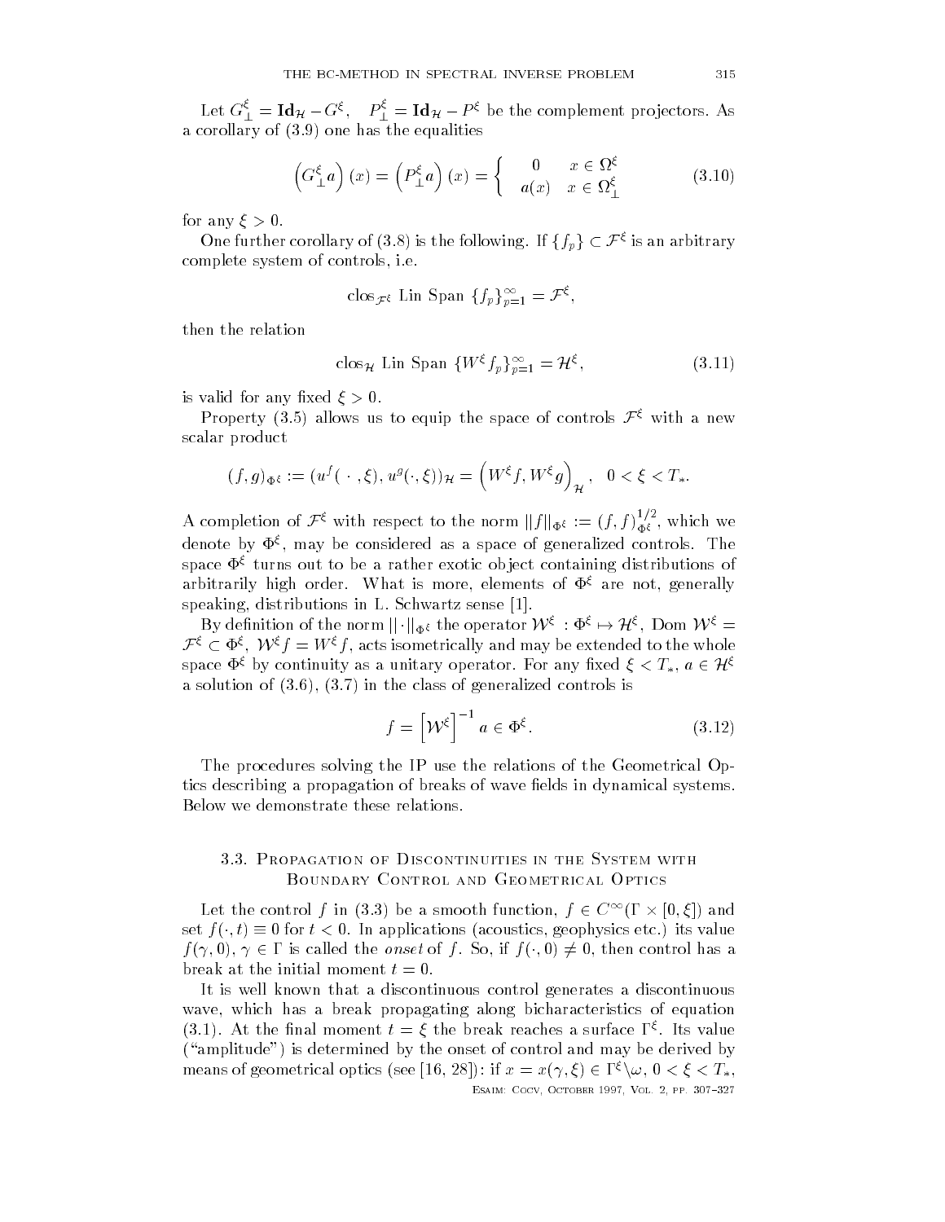Let $G_\perp^\xi = \mathbf{Id}_\mathcal{H} - G^\xi$, $\quad P_\perp^\xi = \mathbf{Id}_\mathcal{H} - P^\xi$ be the complement projectors. As a corollary of (3.9) one has the equalities

$$\left(G_\perp^\xi a\right)(x) = \left(P_\perp^\xi a\right)(x) = \begin{cases} 0 & x \in \Omega^\xi \\ a(x) & x \in \Omega_\perp^\xi \end{cases} \tag{3.10}$$

for any $\xi > 0$.

One further corollary of (3.8) is the following. If $\{f_p\} \subset \mathcal{F}^\xi$ is an arbitrary complete system of controls, i.e.

$$\text{clos}_{\mathcal{F}^\xi} \text{ Lin Span } \{f_p\}_{p=1}^\infty = \mathcal{F}^\xi,$$

then the relation

$$\text{clos}_\mathcal{H} \text{ Lin Span } \{W^\xi f_p\}_{p=1}^\infty = \mathcal{H}^\xi, \tag{3.11}$$

is valid for any fixed $\xi > 0$.

Property (3.5) allows us to equip the space of controls $\mathcal{F}^\xi$ with a new scalar product

$$(f,g)_{\Phi^\xi} := (u^f(\,\cdot\,,\xi), u^g(\cdot,\xi))_\mathcal{H} = \left(W^\xi f, W^\xi g\right)_\mathcal{H}, \quad 0 < \xi < T_*.$$

A completion of $\mathcal{F}^\xi$ with respect to the norm $\|f\|_{\Phi^\xi} := (f,f)_{\Phi^\xi}^{1/2}$, which we denote by $\Phi^\xi$, may be considered as a space of generalized controls. The space $\Phi^\xi$ turns out to be a rather exotic object containing distributions of arbitrarily high order. What is more, elements of $\Phi^\xi$ are not, generally speaking, distributions in L. Schwartz sense [1].

By definition of the norm $\|\cdot\|_{\Phi^\xi}$ the operator $\mathcal{W}^\xi : \Phi^\xi \mapsto \mathcal{H}^\xi$, Dom $\mathcal{W}^\xi = \mathcal{F}^\xi \subset \Phi^\xi$, $\mathcal{W}^\xi f = W^\xi f$, acts isometrically and may be extended to the whole space $\Phi^\xi$ by continuity as a unitary operator. For any fixed $\xi < T_*$, $a \in \mathcal{H}^\xi$ a solution of (3.6), (3.7) in the class of generalized controls is

$$f = \left[\mathcal{W}^\xi\right]^{-1} a \in \Phi^\xi. \tag{3.12}$$

The procedures solving the IP use the relations of the Geometrical Optics describing a propagation of breaks of wave fields in dynamical systems. Below we demonstrate these relations.

### 3.3. Propagation of Discontinuities in the System with Boundary Control and Geometrical Optics

Let the control $f$ in (3.3) be a smooth function, $f \in C^\infty(\Gamma \times [0,\xi])$ and set $f(\cdot,t) \equiv 0$ for $t < 0$. In applications (acoustics, geophysics etc.) its value $f(\gamma,0)$, $\gamma \in \Gamma$ is called the *onset* of $f$. So, if $f(\cdot,0) \neq 0$, then control has a break at the initial moment $t = 0$.

It is well known that a discontinuous control generates a discontinuous wave, which has a break propagating along bicharacteristics of equation (3.1). At the final moment $t = \xi$ the break reaches a surface $\Gamma^\xi$. Its value ("amplitude") is determined by the onset of control and may be derived by means of geometrical optics (see [16, 28]): if $x = x(\gamma,\xi) \in \Gamma^\xi \backslash \omega$, $0 < \xi < T_*$,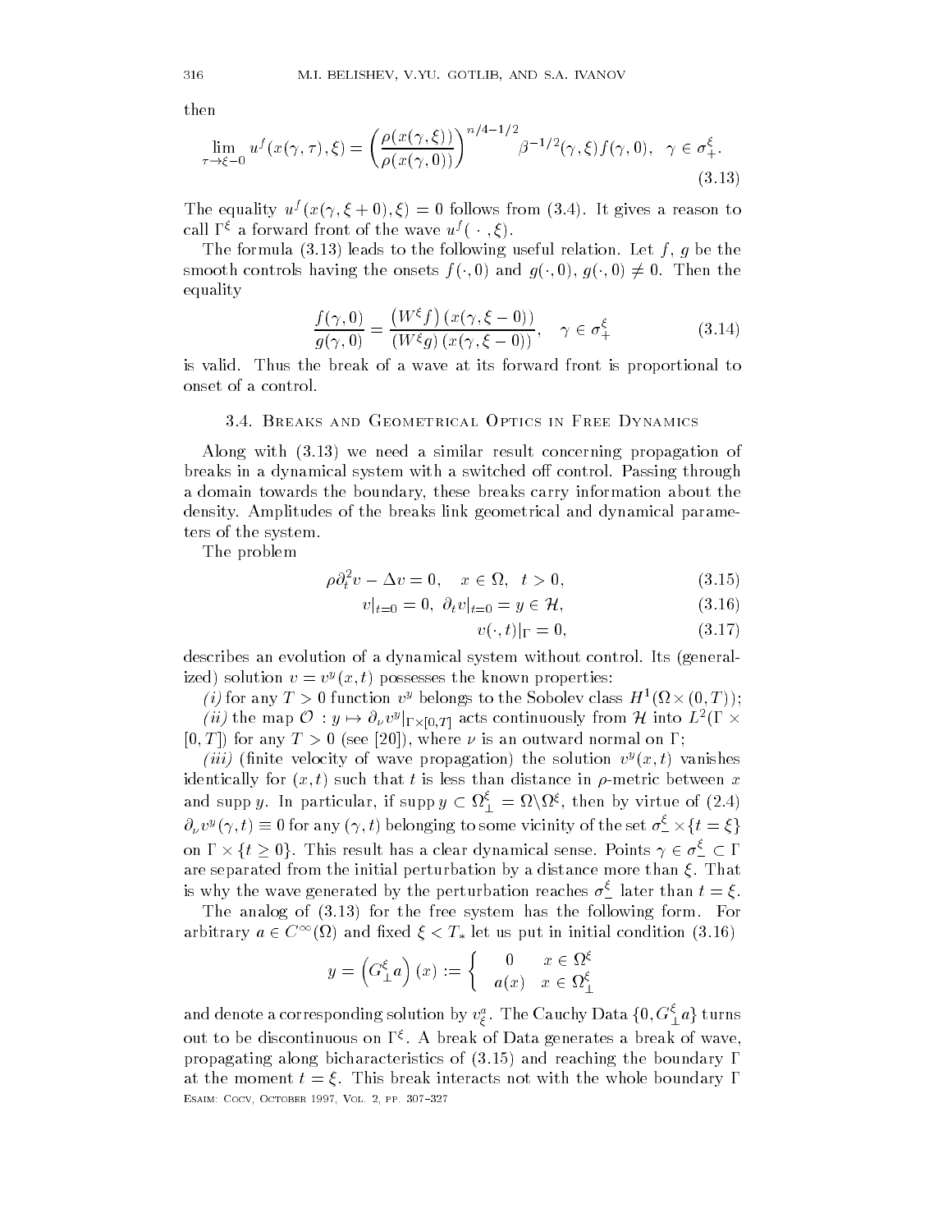then

$$\lim_{\tau\to\xi-0} u^f(x(\gamma,\tau),\xi) = \left(\frac{\rho(x(\gamma,\xi))}{\rho(x(\gamma,0))}\right)^{n/4-1/2} \beta^{-1/2}(\gamma,\xi) f(\gamma,0), \quad \gamma\in\sigma_+^\xi. \tag{3.13}$$

The equality $u^f(x(\gamma,\xi+0),\xi)=0$ follows from (3.4). It gives a reason to call $\Gamma^\xi$ a forward front of the wave $u^f(\,\cdot\,,\xi)$.

The formula (3.13) leads to the following useful relation. Let $f$, $g$ be the smooth controls having the onsets $f(\cdot,0)$ and $g(\cdot,0)$, $g(\cdot,0)\neq 0$. Then the equality

$$\frac{f(\gamma,0)}{g(\gamma,0)} = \frac{\left(W^\xi f\right)(x(\gamma,\xi-0))}{\left(W^\xi g\right)(x(\gamma,\xi-0))}, \quad \gamma\in\sigma_+^\xi \tag{3.14}$$

is valid. Thus the break of a wave at its forward front is proportional to onset of a control.

### 3.4. Breaks and Geometrical Optics in Free Dynamics

Along with (3.13) we need a similar result concerning propagation of breaks in a dynamical system with a switched off control. Passing through a domain towards the boundary, these breaks carry information about the density. Amplitudes of the breaks link geometrical and dynamical parameters of the system.

The problem

$$\rho\partial_t^2 v - \Delta v = 0, \quad x\in\Omega, \quad t>0, \tag{3.15}$$

$$v|_{t=0}=0, \ \partial_t v|_{t=0} = y\in\mathcal{H}, \tag{3.16}$$

$$v(\cdot,t)|_\Gamma = 0, \tag{3.17}$$

describes an evolution of a dynamical system without control. Its (generalized) solution $v=v^y(x,t)$ possesses the known properties:

*(i)* for any $T>0$ function $v^y$ belongs to the Sobolev class $H^1(\Omega\times(0,T))$;

*(ii)* the map $\mathcal{O}\,:y\mapsto\partial_\nu v^y|_{\Gamma\times[0,T]}$ acts continuously from $\mathcal{H}$ into $L^2(\Gamma\times[0,T])$ for any $T>0$ (see [20]), where $\nu$ is an outward normal on $\Gamma$;

*(iii)* (finite velocity of wave propagation) the solution $v^y(x,t)$ vanishes identically for $(x,t)$ such that $t$ is less than distance in $\rho$-metric between $x$ and $\operatorname{supp} y$. In particular, if $\operatorname{supp} y\subset\Omega_\perp^\xi=\Omega\backslash\Omega^\xi$, then by virtue of (2.4) $\partial_\nu v^y(\gamma,t)\equiv 0$ for any $(\gamma,t)$ belonging to some vicinity of the set $\sigma_-^\xi\times\{t=\xi\}$ on $\Gamma\times\{t\geq 0\}$. This result has a clear dynamical sense. Points $\gamma\in\sigma_-^\xi\subset\Gamma$ are separated from the initial perturbation by a distance more than $\xi$. That is why the wave generated by the perturbation reaches $\sigma_-^\xi$ later than $t=\xi$.

The analog of (3.13) for the free system has the following form. For arbitrary $a\in C^\infty(\Omega)$ and fixed $\xi<T_*$ let us put in initial condition (3.16)

$$y=\left(G_\perp^\xi a\right)(x) := \begin{cases} 0 & x\in\Omega^\xi \\ a(x) & x\in\Omega_\perp^\xi\end{cases}$$

and denote a corresponding solution by $v_\xi^a$. The Cauchy Data $\{0, G_\perp^\xi a\}$ turns out to be discontinuous on $\Gamma^\xi$. A break of Data generates a break of wave, propagating along bicharacteristics of (3.15) and reaching the boundary $\Gamma$ at the moment $t=\xi$. This break interacts not with the whole boundary $\Gamma$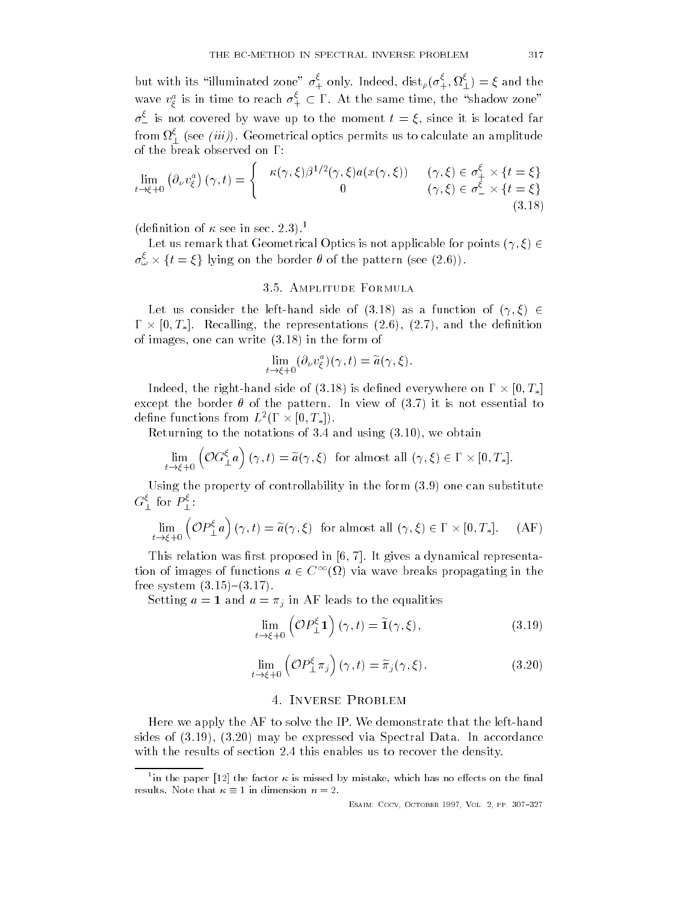but with its "illuminated zone" $\sigma_+^\xi$ only. Indeed, $\operatorname{dist}_\rho(\sigma_+^\xi, \Omega_\perp^\xi) = \xi$ and the wave $v_\xi^a$ is in time to reach $\sigma_+^\xi \subset \Gamma$. At the same time, the "shadow zone" $\sigma_-^\xi$ is not covered by wave up to the moment $t = \xi$, since it is located far from $\Omega_\perp^\xi$ (see *(iii)*). Geometrical optics permits us to calculate an amplitude of the break observed on $\Gamma$:

$$\lim_{t \to \xi + 0} \left(\partial_\nu v_\xi^a\right)(\gamma, t) = \left\{ \begin{array}{cc} \kappa(\gamma, \xi)\beta^{1/2}(\gamma, \xi) a(x(\gamma, \xi)) & (\gamma, \xi) \in \sigma_+^\xi \times \{t = \xi\} \\ 0 & (\gamma, \xi) \in \sigma_-^\xi \times \{t = \xi\} \end{array} \right. \tag{3.18}$$

(definition of $\kappa$ see in sec. 2.3).[1]

Let us remark that Geometrical Optics is not applicable for points $(\gamma, \xi) \in \sigma_\omega^\xi \times \{t = \xi\}$ lying on the border $\theta$ of the pattern (see (2.6)).

### 3.5. Amplitude Formula

Let us consider the left-hand side of (3.18) as a function of $(\gamma, \xi) \in \Gamma \times [0, T_*]$. Recalling, the representations (2.6), (2.7), and the definition of images, one can write (3.18) in the form of

$$\lim_{t \to \xi + 0} (\partial_\nu v_\xi^a)(\gamma, t) = \widetilde{a}(\gamma, \xi).$$

Indeed, the right-hand side of (3.18) is defined everywhere on $\Gamma \times [0, T_*]$ except the border $\theta$ of the pattern. In view of (3.7) it is not essential to define functions from $L^2(\Gamma \times [0, T_*])$.

Returning to the notations of 3.4 and using (3.10), we obtain

$$\lim_{t \to \xi + 0} \left(\mathcal{O} G_\perp^\xi a\right)(\gamma, t) = \widetilde{a}(\gamma, \xi) \ \text{ for almost all } (\gamma, \xi) \in \Gamma \times [0, T_*].$$

Using the property of controllability in the form (3.9) one can substitute $G_\perp^\xi$ for $P_\perp^\xi$:

$$\lim_{t \to \xi + 0} \left(\mathcal{O} P_\perp^\xi a\right)(\gamma, t) = \widetilde{a}(\gamma, \xi) \ \text{ for almost all } (\gamma, \xi) \in \Gamma \times [0, T_*]. \tag{AF}$$

This relation was first proposed in [6, 7]. It gives a dynamical representation of images of functions $a \in C^\infty(\Omega)$ via wave breaks propagating in the free system (3.15)–(3.17).

Setting $a = \mathbf{1}$ and $a = \pi_j$ in AF leads to the equalities

$$\lim_{t \to \xi + 0} \left(\mathcal{O} P_\perp^\xi \mathbf{1}\right)(\gamma, t) = \widetilde{\mathbf{1}}(\gamma, \xi), \tag{3.19}$$

$$\lim_{t \to \xi + 0} \left(\mathcal{O} P_\perp^\xi \pi_j\right)(\gamma, t) = \widetilde{\pi}_j(\gamma, \xi). \tag{3.20}$$

## 4. Inverse Problem

Here we apply the AF to solve the IP. We demonstrate that the left-hand sides of (3.19), (3.20) may be expressed via Spectral Data. In accordance with the results of section 2.4 this enables us to recover the density.

[1] in the paper [12] the factor $\kappa$ is missed by mistake, which has no effects on the final results. Note that $\kappa \equiv 1$ in dimension $n = 2$.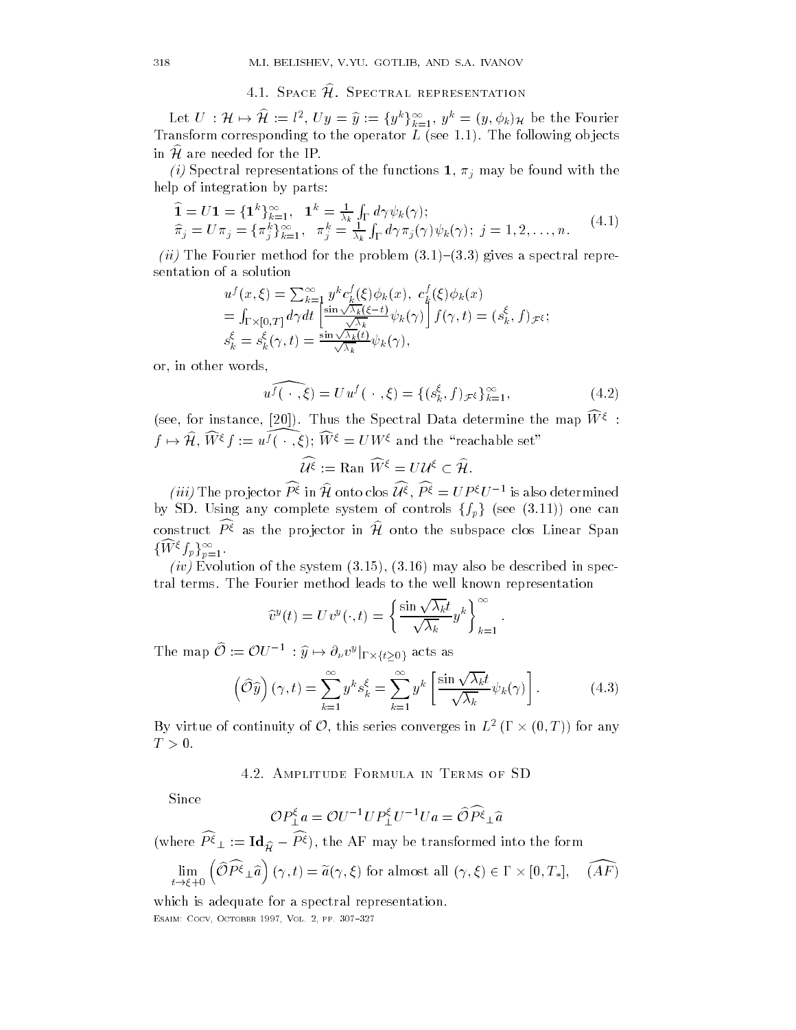### 4.1. Space $\widehat{\mathcal{H}}$. Spectral representation

Let $U : \mathcal{H} \mapsto \widehat{\mathcal{H}} := l^2$, $Uy = \widehat{y} := \{y^k\}_{k=1}^{\infty}$, $y^k = (y, \phi_k)_{\mathcal{H}}$ be the Fourier Transform corresponding to the operator $L$ (see 1.1). The following objects in $\widehat{\mathcal{H}}$ are needed for the IP.

*(i)* Spectral representations of the functions $\mathbf{1}$, $\pi_j$ may be found with the help of integration by parts:

$$
\begin{aligned}
&\widehat{\mathbf{1}} = U\mathbf{1} = \{\mathbf{1}^k\}_{k=1}^{\infty}, \quad \mathbf{1}^k = \tfrac{1}{\lambda_k}\int_{\Gamma} d\gamma\, \psi_k(\gamma);\\
&\widehat{\pi}_j = U\pi_j = \{\pi_j^k\}_{k=1}^{\infty}, \quad \pi_j^k = \tfrac{1}{\lambda_k}\int_{\Gamma} d\gamma\, \pi_j(\gamma)\psi_k(\gamma);\ j = 1, 2, \ldots, n.
\end{aligned}
\tag{4.1}
$$

*(ii)* The Fourier method for the problem (3.1)–(3.3) gives a spectral representation of a solution

$$
\begin{aligned}
&u^f(x,\xi) = \textstyle\sum_{k=1}^{\infty} y^k c_k^f(\xi)\phi_k(x), \ c_k^f(\xi)\phi_k(x)\\
&= \textstyle\int_{\Gamma\times[0,T]} d\gamma dt \left[\frac{\sin\sqrt{\lambda_k}(\xi - t)}{\sqrt{\lambda_k}}\psi_k(\gamma)\right] f(\gamma, t) = (s_k^{\xi}, f)_{\mathcal{F}^{\xi}};\\
&s_k^{\xi} = s_k^{\xi}(\gamma, t) = \frac{\sin\sqrt{\lambda_k}(t)}{\sqrt{\lambda_k}}\psi_k(\gamma),
\end{aligned}
$$

or, in other words,

$$
\widehat{u^f(\,\cdot\,,\xi)} = Uu^f(\,\cdot\,,\xi) = \{(s_k^{\xi}, f)_{\mathcal{F}^{\xi}}\}_{k=1}^{\infty},
\tag{4.2}
$$

(see, for instance, [20]). Thus the Spectral Data determine the map $\widehat{W}^{\xi} : f \mapsto \widehat{\mathcal{H}}$, $\widehat{W}^{\xi} f := \widehat{u^f(\,\cdot\,,\xi)}$; $\widehat{W}^{\xi} = UW^{\xi}$ and the "reachable set"

$$
\widehat{\mathcal{U}^{\xi}} := \text{Ran}\ \widehat{W}^{\xi} = U\mathcal{U}^{\xi} \subset \widehat{\mathcal{H}}.
$$

*(iii)* The projector $\widehat{P^{\xi}}$ in $\widehat{\mathcal{H}}$ onto clos $\widehat{\mathcal{U}^{\xi}}$, $\widehat{P^{\xi}} = UP^{\xi}U^{-1}$ is also determined by SD. Using any complete system of controls $\{f_p\}$ (see (3.11)) one can construct $\widehat{P^{\xi}}$ as the projector in $\widehat{\mathcal{H}}$ onto the subspace clos Linear Span $\{\widehat{W}^{\xi} f_p\}_{p=1}^{\infty}$.

*(iv)* Evolution of the system (3.15), (3.16) may also be described in spectral terms. The Fourier method leads to the well known representation

$$
\widehat{v}^y(t) = Uv^y(\cdot, t) = \left\{\frac{\sin\sqrt{\lambda_k}t}{\sqrt{\lambda_k}}y^k\right\}_{k=1}^{\infty}.
$$

The map $\widehat{\mathcal{O}} := \mathcal{O}U^{-1} : \widehat{y} \mapsto \partial_{\nu}v^y|_{\Gamma\times\{t\geq 0\}}$ acts as

$$
\left(\widehat{\mathcal{O}}\widehat{y}\right)(\gamma, t) = \sum_{k=1}^{\infty} y^k s_k^{\xi} = \sum_{k=1}^{\infty} y^k \left[\frac{\sin\sqrt{\lambda_k}t}{\sqrt{\lambda_k}}\psi_k(\gamma)\right].
\tag{4.3}
$$

By virtue of continuity of $\mathcal{O}$, this series converges in $L^2(\Gamma\times(0,T))$ for any $T > 0$.

### 4.2. Amplitude Formula in Terms of SD

Since

$$
\mathcal{O}P_{\perp}^{\xi} a = \mathcal{O}U^{-1}UP_{\perp}^{\xi}U^{-1}Ua = \widehat{\mathcal{O}}\widehat{P^{\xi}}_{\perp}\widehat{a}
$$

(where $\widehat{P^{\xi}}_{\perp} := \mathbf{Id}_{\widehat{\mathcal{H}}} - \widehat{P^{\xi}}$), the AF may be transformed into the form

$$
\lim_{t\to\xi+0}\left(\widehat{\mathcal{O}}\widehat{P^{\xi}}_{\perp}\widehat{a}\right)(\gamma, t) = \widetilde{a}(\gamma, \xi) \text{ for almost all } (\gamma, \xi) \in \Gamma\times[0, T_*], \quad \widehat{(AF)}
$$

which is adequate for a spectral representation.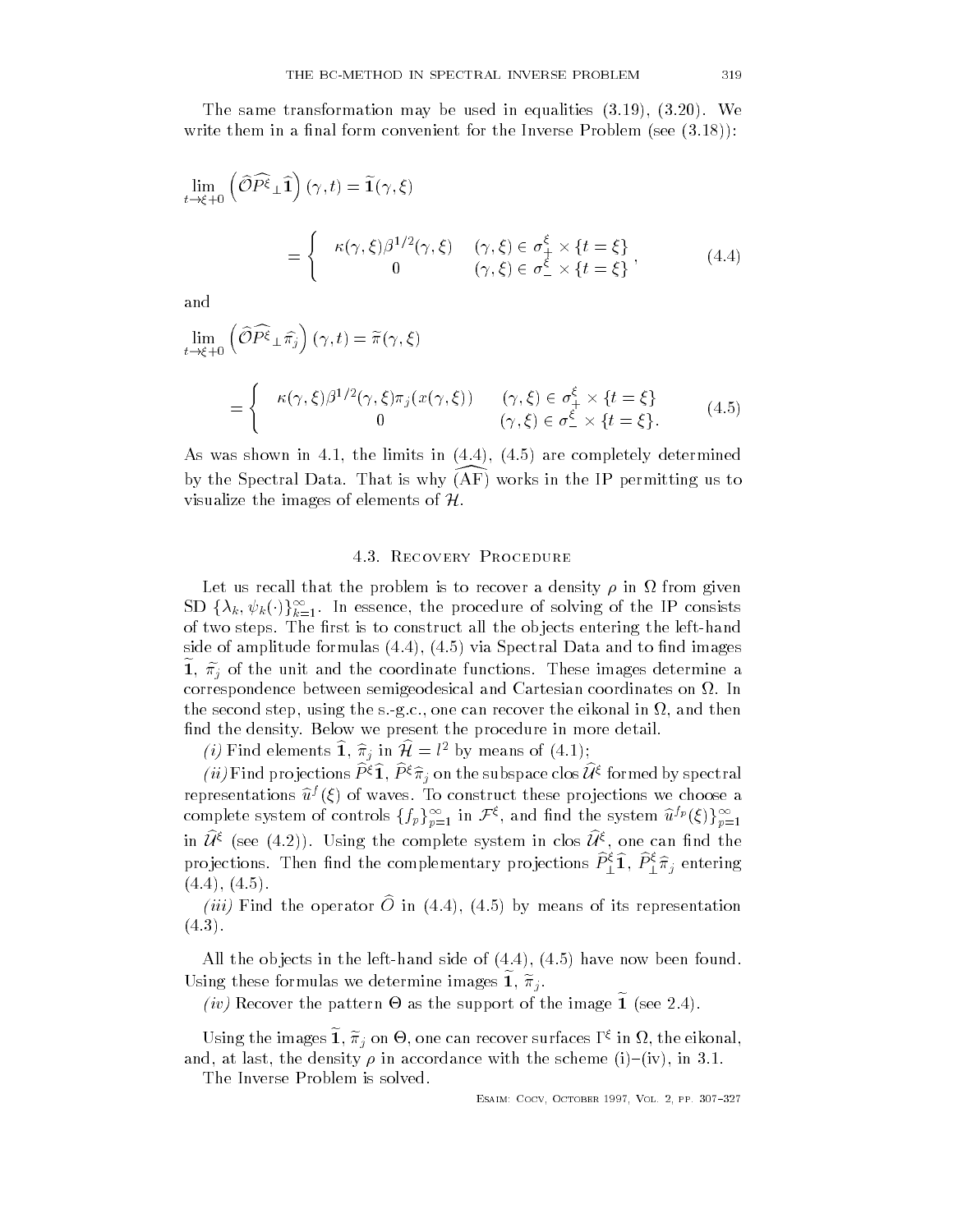The same transformation may be used in equalities (3.19), (3.20). We write them in a final form convenient for the Inverse Problem (see (3.18)):

$$\lim_{t\to\xi+0}\left(\widehat{O}\widehat{P^{\xi}}_{\perp}\widehat{\mathbf{1}}\right)(\gamma,t)=\widetilde{\mathbf{1}}(\gamma,\xi)$$

$$=\left\{\begin{array}{cc}\kappa(\gamma,\xi)\beta^{1/2}(\gamma,\xi) & (\gamma,\xi)\in\sigma_{+}^{\xi}\times\{t=\xi\}\\ 0 & (\gamma,\xi)\in\sigma_{-}^{\xi}\times\{t=\xi\}\end{array}\right., \tag{4.4}$$

and

$$\lim_{t\to\xi+0}\left(\widehat{O}\widehat{P^{\xi}}_{\perp}\widehat{\pi}_j\right)(\gamma,t)=\widetilde{\pi}(\gamma,\xi)$$

$$=\left\{\begin{array}{cc}\kappa(\gamma,\xi)\beta^{1/2}(\gamma,\xi)\pi_j(x(\gamma,\xi)) & (\gamma,\xi)\in\sigma_{+}^{\xi}\times\{t=\xi\}\\ 0 & (\gamma,\xi)\in\sigma_{-}^{\xi}\times\{t=\xi\}.\end{array}\right. \tag{4.5}$$

As was shown in 4.1, the limits in (4.4), (4.5) are completely determined by the Spectral Data. That is why $\widehat{(\mathrm{AF})}$ works in the IP permitting us to visualize the images of elements of $\mathcal{H}$.

### 4.3. Recovery Procedure

Let us recall that the problem is to recover a density $\rho$ in $\Omega$ from given SD $\{\lambda_k, \psi_k(\cdot)\}_{k=1}^{\infty}$. In essence, the procedure of solving of the IP consists of two steps. The first is to construct all the objects entering the left-hand side of amplitude formulas (4.4), (4.5) via Spectral Data and to find images $\widetilde{\mathbf{1}}$, $\widetilde{\pi}_j$ of the unit and the coordinate functions. These images determine a correspondence between semigeodesical and Cartesian coordinates on $\Omega$. In the second step, using the s.-g.c., one can recover the eikonal in $\Omega$, and then find the density. Below we present the procedure in more detail.

*(i)* Find elements $\widehat{\mathbf{1}}$, $\widehat{\pi}_j$ in $\widehat{\mathcal{H}}=l^2$ by means of (4.1);

*(ii)* Find projections $\widehat{P}^{\xi}\widehat{\mathbf{1}}$, $\widehat{P}^{\xi}\widehat{\pi}_j$ on the subspace clos $\widehat{\mathcal{U}}^{\xi}$ formed by spectral representations $\widehat{u}^f(\xi)$ of waves. To construct these projections we choose a complete system of controls $\{f_p\}_{p=1}^{\infty}$ in $\mathcal{F}^{\xi}$, and find the system $\widehat{u}^{f_p}(\xi)\}_{p=1}^{\infty}$ in $\widehat{\mathcal{U}}^{\xi}$ (see (4.2)). Using the complete system in clos $\widehat{\mathcal{U}}^{\xi}$, one can find the projections. Then find the complementary projections $\widehat{P}_{\perp}^{\xi}\widehat{\mathbf{1}}$, $\widehat{P}_{\perp}^{\xi}\widehat{\pi}_j$ entering (4.4), (4.5).

*(iii)* Find the operator $\widehat{O}$ in (4.4), (4.5) by means of its representation (4.3).

All the objects in the left-hand side of (4.4), (4.5) have now been found. Using these formulas we determine images $\widetilde{\mathbf{1}}$, $\widetilde{\pi}_j$.

*(iv)* Recover the pattern $\Theta$ as the support of the image $\widetilde{\mathbf{1}}$ (see 2.4).

Using the images $\widetilde{\mathbf{1}}$, $\widetilde{\pi}_j$ on $\Theta$, one can recover surfaces $\Gamma^{\xi}$ in $\Omega$, the eikonal, and, at last, the density $\rho$ in accordance with the scheme (i)–(iv), in 3.1.

The Inverse Problem is solved.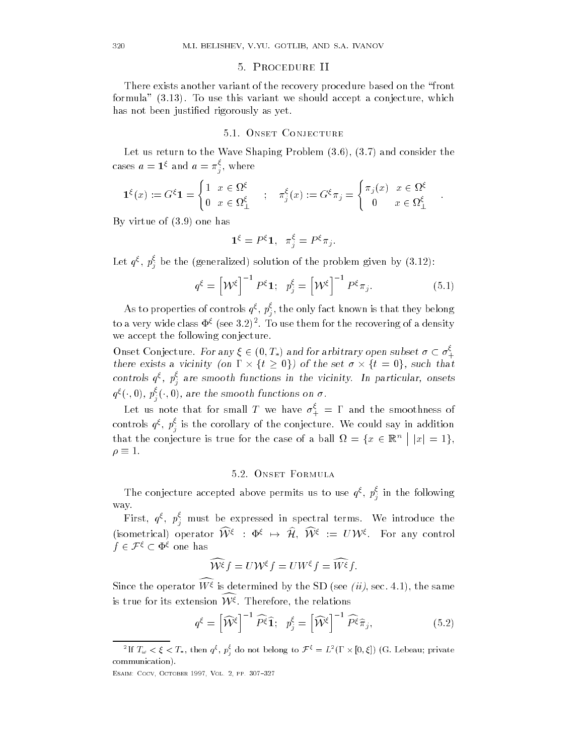## 5. Procedure II

There exists another variant of the recovery procedure based on the "front formula" (3.13). To use this variant we should accept a conjecture, which has not been justified rigorously as yet.

### 5.1. Onset Conjecture

Let us return to the Wave Shaping Problem (3.6), (3.7) and consider the cases $a = \mathbf{1}^\xi$ and $a = \pi_j^\xi$, where

$$\mathbf{1}^\xi(x) := G^\xi \mathbf{1} = \begin{cases} 1 & x \in \Omega^\xi \\ 0 & x \in \Omega^\xi_\perp \end{cases} \quad ; \quad \pi_j^\xi(x) := G^\xi \pi_j = \begin{cases} \pi_j(x) & x \in \Omega^\xi \\ 0 & x \in \Omega^\xi_\perp \end{cases} .$$

By virtue of (3.9) one has

$$\mathbf{1}^\xi = P^\xi \mathbf{1}, \;\; \pi_j^\xi = P^\xi \pi_j.$$

Let $q^\xi$, $p_j^\xi$ be the (generalized) solution of the problem given by (3.12):

$$q^\xi = \left[\mathcal{W}^\xi\right]^{-1} P^\xi \mathbf{1}; \;\; p_j^\xi = \left[\mathcal{W}^\xi\right]^{-1} P^\xi \pi_j. \tag{5.1}$$

As to properties of controls $q^\xi$, $p_j^\xi$, the only fact known is that they belong to a very wide class $\Phi^\xi$ (see 3.2)[2]. To use them for the recovering of a density we accept the following conjecture.

Onset Conjecture. *For any $\xi \in (0, T_*)$ and for arbitrary open subset $\sigma \subset \sigma_+^\xi$ there exists a vicinity (on $\Gamma \times \{t \geq 0\}$) of the set $\sigma \times \{t = 0\}$, such that controls $q^\xi$, $p_j^\xi$ are smooth functions in the vicinity. In particular, onsets $q^\xi(\cdot, 0)$, $p_j^\xi(\cdot, 0)$, are the smooth functions on $\sigma$.*

Let us note that for small $T$ we have $\sigma_+^\xi = \Gamma$ and the smoothness of controls $q^\xi$, $p_j^\xi$ is the corollary of the conjecture. We could say in addition that the conjecture is true for the case of a ball $\Omega = \{x \in \mathbb{R}^n \mid |x| = 1\}$, $\rho \equiv 1$.

### 5.2. Onset Formula

The conjecture accepted above permits us to use $q^\xi$, $p_j^\xi$ in the following way.

First, $q^\xi$, $p_j^\xi$ must be expressed in spectral terms. We introduce the (isometrical) operator $\widehat{\mathcal{W}^\xi} : \Phi^\xi \mapsto \widehat{\mathcal{H}}$, $\widehat{\mathcal{W}^\xi} := U\mathcal{W}^\xi$. For any control $f \in \mathcal{F}^\xi \subset \Phi^\xi$ one has

$$\widehat{\mathcal{W}^\xi} f = U\mathcal{W}^\xi f = UW^\xi f = \widehat{W^\xi} f.$$

Since the operator $\widehat{W^\xi}$ is determined by the SD (see *(ii)*, sec. 4.1), the same is true for its extension $\widehat{\mathcal{W}^\xi}$. Therefore, the relations

$$q^\xi = \left[\widehat{\mathcal{W}^\xi}\right]^{-1} \widehat{P^\xi} \widehat{\mathbf{1}}; \;\; p_j^\xi = \left[\widehat{\mathcal{W}^\xi}\right]^{-1} \widehat{P^\xi} \widehat{\pi}_j, \tag{5.2}$$

---

[2] If $T_\omega < \xi < T_*$, then $q^\xi$, $p_j^\xi$ do not belong to $\mathcal{F}^\xi = L^2(\Gamma \times [0, \xi])$ (G. Lebeau; private communication).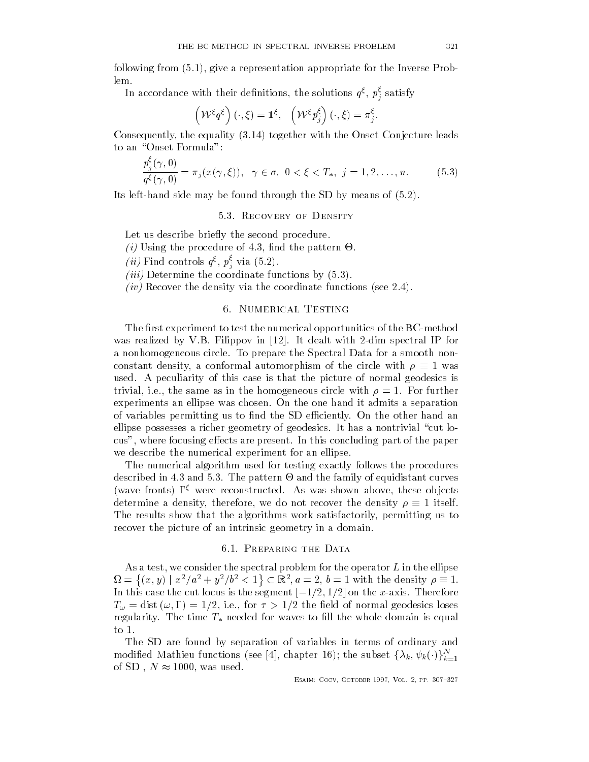following from (5.1), give a representation appropriate for the Inverse Problem.

In accordance with their definitions, the solutions $q^\xi$, $p^\xi_j$ satisfy

$$\left(\mathcal{W}^\xi q^\xi\right)(\cdot, \xi) = \mathbf{1}^\xi, \quad \left(\mathcal{W}^\xi p^\xi_j\right)(\cdot, \xi) = \pi^\xi_j.$$

Consequently, the equality (3.14) together with the Onset Conjecture leads to an "Onset Formula":

$$\frac{p^\xi_j(\gamma, 0)}{q^\xi(\gamma, 0)} = \pi_j(x(\gamma, \xi)), \quad \gamma \in \sigma, \; 0 < \xi < T_*, \; j = 1, 2, \ldots, n. \tag{5.3}$$

Its left-hand side may be found through the SD by means of (5.2).

### 5.3. Recovery of Density

Let us describe briefly the second procedure.

*(i)* Using the procedure of 4.3, find the pattern $\Theta$.

*(ii)* Find controls $q^\xi$, $p^\xi_j$ via (5.2).

*(iii)* Determine the coordinate functions by (5.3).

*(iv)* Recover the density via the coordinate functions (see 2.4).

## 6. Numerical Testing

The first experiment to test the numerical opportunities of the BC-method was realized by V.B. Filippov in [12]. It dealt with 2-dim spectral IP for a nonhomogeneous circle. To prepare the Spectral Data for a smooth nonconstant density, a conformal automorphism of the circle with $\rho \equiv 1$ was used. A peculiarity of this case is that the picture of normal geodesics is trivial, i.e., the same as in the homogeneous circle with $\rho = 1$. For further experiments an ellipse was chosen. On the one hand it admits a separation of variables permitting us to find the SD efficiently. On the other hand an ellipse possesses a richer geometry of geodesics. It has a nontrivial "cut locus", where focusing effects are present. In this concluding part of the paper we describe the numerical experiment for an ellipse.

The numerical algorithm used for testing exactly follows the procedures described in 4.3 and 5.3. The pattern $\Theta$ and the family of equidistant curves (wave fronts) $\Gamma^\xi$ were reconstructed. As was shown above, these objects determine a density, therefore, we do not recover the density $\rho \equiv 1$ itself. The results show that the algorithms work satisfactorily, permitting us to recover the picture of an intrinsic geometry in a domain.

### 6.1. Preparing the Data

As a test, we consider the spectral problem for the operator $L$ in the ellipse $\Omega = \left\{(x, y) \mid x^2/a^2 + y^2/b^2 < 1\right\} \subset \mathbb{R}^2$, $a = 2$, $b = 1$ with the density $\rho \equiv 1$. In this case the cut locus is the segment $[-1/2, 1/2]$ on the $x$-axis. Therefore $T_\omega = \operatorname{dist}(\omega, \Gamma) = 1/2$, i.e., for $\tau > 1/2$ the field of normal geodesics loses regularity. The time $T_*$ needed for waves to fill the whole domain is equal to 1.

The SD are found by separation of variables in terms of ordinary and modified Mathieu functions (see [4], chapter 16); the subset $\{\lambda_k, \psi_k(\cdot)\}_{k=1}^N$ of SD , $N \approx 1000$, was used.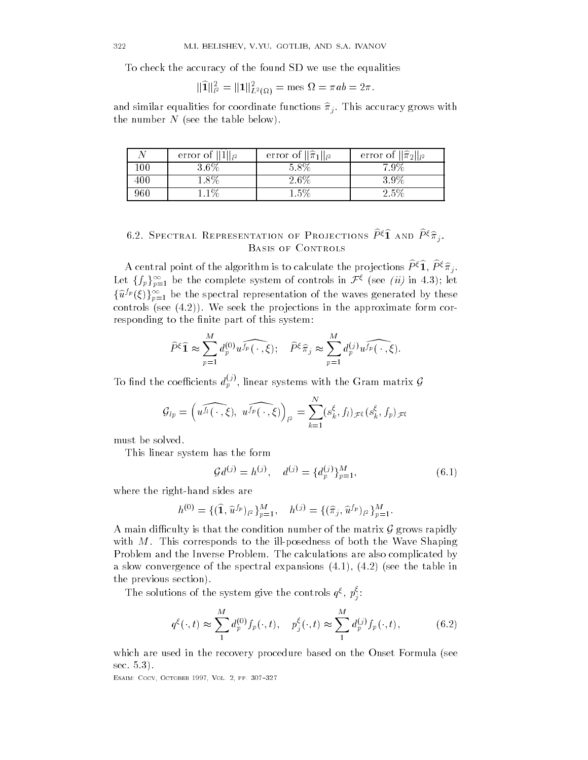To check the accuracy of the found SD we use the equalities

$$\|\widehat{\mathbf{1}}\|_{l^2}^2 = \|\mathbf{1}\|_{L^2(\Omega)}^2 = \text{mes } \Omega = \pi ab = 2\pi.$$

and similar equalities for coordinate functions $\widehat{\pi}_j$. This accuracy grows with the number $N$ (see the table below).

| $N$ | error of $\|\widehat{1}\|_{l^2}$ | error of $\|\widehat{\pi}_1\|_{l^2}$ | error of $\|\widehat{\pi}_2\|_{l^2}$ |
|---|---|---|---|
| 100 | 3.6% | 5.8% | 7.9% |
| 400 | 1.8% | 2.6% | 3.9% |
| 960 | 1.1% | 1.5% | 2.5% |

## 6.2. Spectral Representation of Projections $\widehat{P}^\xi\widehat{\mathbf{1}}$ and $\widehat{P}^\xi\widehat{\pi}_j$. Basis of Controls

A central point of the algorithm is to calculate the projections $\widehat{P}^\xi\widehat{\mathbf{1}}$, $\widehat{P}^\xi\widehat{\pi}_j$. Let $\{f_p\}_{p=1}^\infty$ be the complete system of controls in $\mathcal{F}^\xi$ (see *(ii)* in 4.3); let $\{\widehat{u}^{f_p}(\xi)\}_{p=1}^\infty$ be the spectral representation of the waves generated by these controls (see (4.2)). We seek the projections in the approximate form corresponding to the finite part of this system:

$$\widehat{P}^\xi\widehat{\mathbf{1}} \approx \sum_{p=1}^{M} d_p^{(0)} \widehat{u^{f_p}(\,\cdot\,,\xi)}; \quad \widehat{P}^\xi\widehat{\pi}_j \approx \sum_{p=1}^{M} d_p^{(j)} \widehat{u^{f_p}(\,\cdot\,,\xi)}.$$

To find the coefficients $d_p^{(j)}$, linear systems with the Gram matrix $\mathcal{G}$

$$\mathcal{G}_{lp} = \left(\widehat{u^{f_l}(\,\cdot\,,\xi)},\ \widehat{u^{f_p}(\,\cdot\,,\xi)}\right)_{l^2} = \sum_{k=1}^{N} (s_k^\xi, f_l)_{\mathcal{F}^\xi} (s_k^\xi, f_p)_{\mathcal{F}^\xi}$$

must be solved.

This linear system has the form

$$\mathcal{G} d^{(j)} = h^{(j)}, \quad d^{(j)} = \{d_p^{(j)}\}_{p=1}^M, \tag{6.1}$$

where the right-hand sides are

$$h^{(0)} = \{(\widehat{\mathbf{1}}, \widehat{u}^{f_p})_{l^2}\}_{p=1}^M, \quad h^{(j)} = \{(\widehat{\pi}_j, \widehat{u}^{f_p})_{l^2}\}_{p=1}^M.$$

A main difficulty is that the condition number of the matrix $\mathcal{G}$ grows rapidly with $M$. This corresponds to the ill-posedness of both the Wave Shaping Problem and the Inverse Problem. The calculations are also complicated by a slow convergence of the spectral expansions (4.1), (4.2) (see the table in the previous section).

The solutions of the system give the controls $q^\xi$, $p_j^\xi$:

$$q^\xi(\cdot, t) \approx \sum_1^M d_p^{(0)} f_p(\cdot, t), \quad p_j^\xi(\cdot, t) \approx \sum_1^M d_p^{(j)} f_p(\cdot, t), \tag{6.2}$$

which are used in the recovery procedure based on the Onset Formula (see sec. 5.3).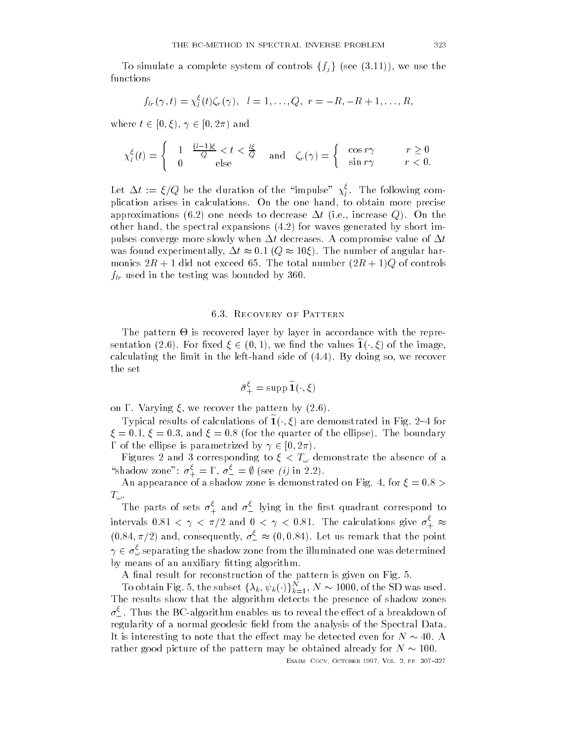To simulate a complete system of controls $\{f_j\}$ (see (3.11)), we use the functions

$$f_{lr}(\gamma, t) = \chi_l^\xi(t)\zeta_r(\gamma), \quad l = 1, \dots, Q, \ r = -R, -R+1, \dots, R,$$

where $t \in [0, \xi)$, $\gamma \in [0, 2\pi)$ and

$$\chi_l^\xi(t) = \begin{cases} 1 & \frac{(l-1)\xi}{Q} < t < \frac{l\xi}{Q} \\ 0 & \text{else} \end{cases} \quad \text{and} \quad \zeta_r(\gamma) = \begin{cases} \cos r\gamma & r \geq 0 \\ \sin r\gamma & r < 0. \end{cases}$$

Let $\Delta t := \xi/Q$ be the duration of the "impulse" $\chi_l^\xi$. The following complication arises in calculations. On the one hand, to obtain more precise approximations (6.2) one needs to decrease $\Delta t$ (i.e., increase $Q$). On the other hand, the spectral expansions (4.2) for waves generated by short impulses converge more slowly when $\Delta t$ decreases. A compromise value of $\Delta t$ was found experimentally, $\Delta t \approx 0.1$ ($Q \approx 10\xi$). The number of angular harmonics $2R+1$ did not exceed 65. The total number $(2R+1)Q$ of controls $f_{lr}$ used in the testing was bounded by 360.

### 6.3. Recovery of Pattern

The pattern $\Theta$ is recovered layer by layer in accordance with the representation (2.6). For fixed $\xi \in (0, 1)$, we find the values $\widetilde{\mathbf{1}}(\cdot, \xi)$ of the image, calculating the limit in the left-hand side of (4.4). By doing so, we recover the set

$$\bar{\sigma}_+^\xi = \operatorname{supp} \widetilde{\mathbf{1}}(\cdot, \xi)$$

on $\Gamma$. Varying $\xi$, we recover the pattern by (2.6).

Typical results of calculations of $\widetilde{\mathbf{1}}(\cdot, \xi)$ are demonstrated in Fig. 2–4 for $\xi = 0.1$, $\xi = 0.3$, and $\xi = 0.8$ (for the quarter of the ellipse). The boundary $\Gamma$ of the ellipse is parametrized by $\gamma \in [0, 2\pi)$.

Figures 2 and 3 corresponding to $\xi < T_\omega$ demonstrate the absence of a "shadow zone": $\sigma_+^\xi = \Gamma$, $\sigma_-^\xi = \emptyset$ (see *(i)* in 2.2).

An appearance of a shadow zone is demonstrated on Fig. 4, for $\xi = 0.8 > T_\omega$.

The parts of sets $\sigma_+^\xi$ and $\sigma_-^\xi$ lying in the first quadrant correspond to intervals $0.81 < \gamma < \pi/2$ and $0 < \gamma < 0.81$. The calculations give $\sigma_+^\xi \approx (0.84, \pi/2)$ and, consequently, $\sigma_-^\xi \approx (0, 0.84)$. Let us remark that the point $\gamma \in \sigma_\omega^\xi$ separating the shadow zone from the illuminated one was determined by means of an auxiliary fitting algorithm.

A final result for reconstruction of the pattern is given on Fig. 5.

To obtain Fig. 5, the subset $\{\lambda_k, \psi_k(\cdot)\}_{k=1}^N$, $N \sim 1000$, of the SD was used. The results show that the algorithm detects the presence of shadow zones $\sigma_-^\xi$. Thus the BC-algorithm enables us to reveal the effect of a breakdown of regularity of a normal geodesic field from the analysis of the Spectral Data. It is interesting to note that the effect may be detected even for $N \sim 40$. A rather good picture of the pattern may be obtained already for $N \sim 100$.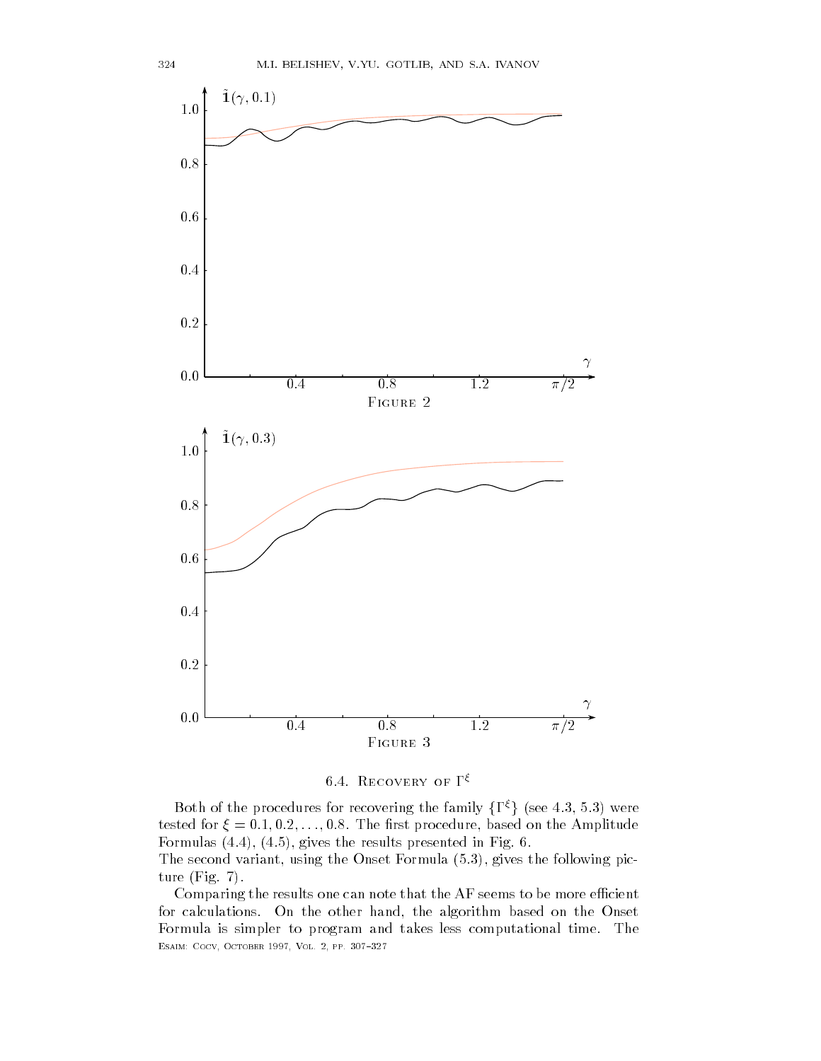Figure 2

Figure 3

### 6.4. Recovery of $\Gamma^\xi$

Both of the procedures for recovering the family $\{\Gamma^\xi\}$ (see 4.3, 5.3) were tested for $\xi = 0.1, 0.2, \ldots, 0.8$. The first procedure, based on the Amplitude Formulas (4.4), (4.5), gives the results presented in Fig. 6.
The second variant, using the Onset Formula (5.3), gives the following picture (Fig. 7).

Comparing the results one can note that the AF seems to be more efficient for calculations. On the other hand, the algorithm based on the Onset Formula is simpler to program and takes less computational time. The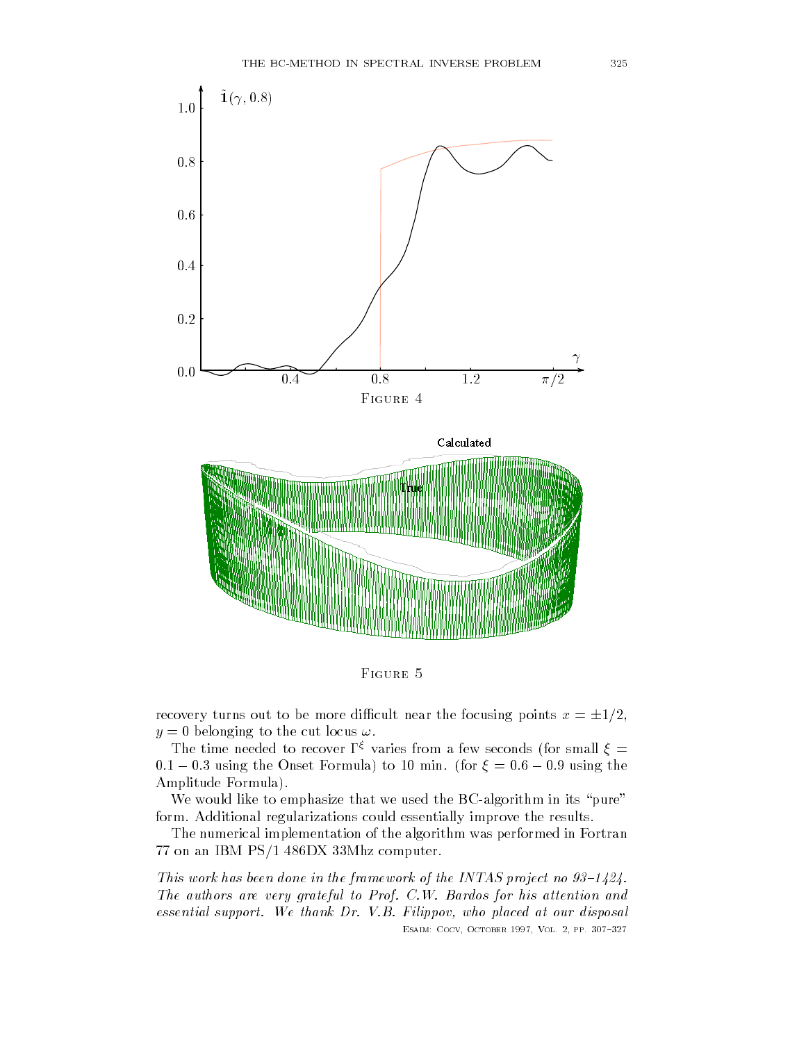Figure 4

Figure 5

recovery turns out to be more difficult near the focusing points $x = \pm 1/2$, $y = 0$ belonging to the cut locus $\omega$.

The time needed to recover $\Gamma^\xi$ varies from a few seconds (for small $\xi = 0.1 - 0.3$ using the Onset Formula) to 10 min. (for $\xi = 0.6 - 0.9$ using the Amplitude Formula).

We would like to emphasize that we used the BC-algorithm in its "pure" form. Additional regularizations could essentially improve the results.

The numerical implementation of the algorithm was performed in Fortran 77 on an IBM PS/1 486DX 33Mhz computer.

*This work has been done in the framework of the INTAS project no 93–1424. The authors are very grateful to Prof. C.W. Bardos for his attention and essential support. We thank Dr. V.B. Filippov, who placed at our disposal*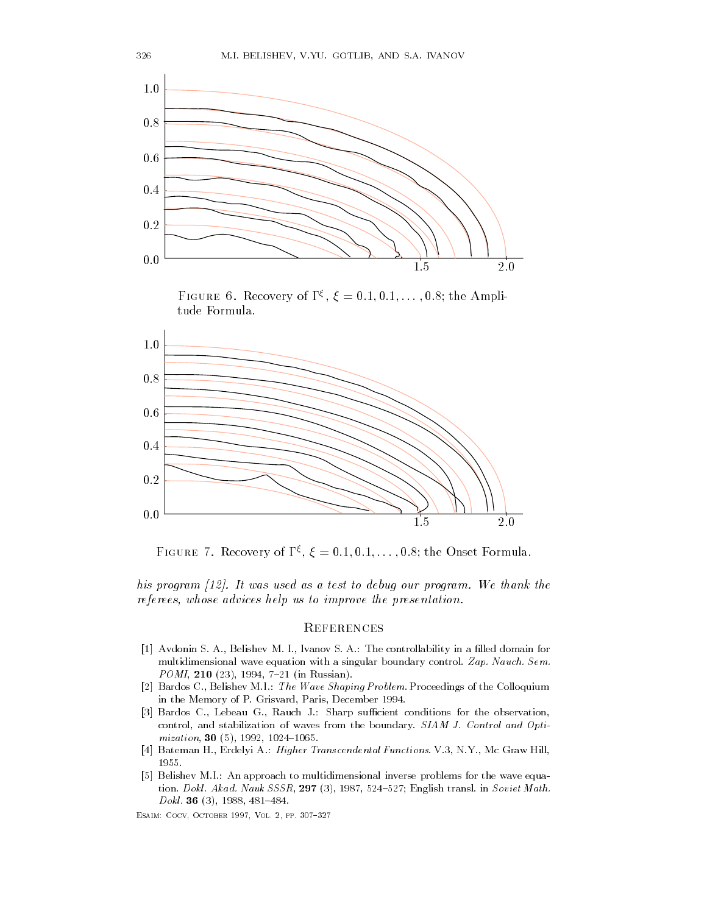Figure 6. Recovery of $\Gamma^{\xi}$, $\xi = 0.1, 0.1, \ldots, 0.8$; the Amplitude Formula.

Figure 7. Recovery of $\Gamma^{\xi}$, $\xi = 0.1, 0.1, \ldots, 0.8$; the Onset Formula.

*his program [12]. It was used as a test to debug our program. We thank the referees, whose advices help us to improve the presentation.*

## References

[1] Avdonin S. A., Belishev M. I., Ivanov S. A.: The controllability in a filled domain for multidimensional wave equation with a singular boundary control. *Zap. Nauch. Sem. POMI*, **210** (23), 1994, 7–21 (in Russian).

[2] Bardos C., Belishev M.I.: *The Wave Shaping Problem.* Proceedings of the Colloquium in the Memory of P. Grisvard, Paris, December 1994.

[3] Bardos C., Lebeau G., Rauch J.: Sharp sufficient conditions for the observation, control, and stabilization of waves from the boundary. *SIAM J. Control and Optimization*, **30** (5), 1992, 1024–1065.

[4] Bateman H., Erdelyi A.: *Higher Transcendental Functions*. V.3, N.Y., Mc Graw Hill, 1955.

[5] Belishev M.I.: An approach to multidimensional inverse problems for the wave equation. *Dokl. Akad. Nauk SSSR*, **297** (3), 1987, 524–527; English transl. in *Soviet Math. Dokl.* **36** (3), 1988, 481–484.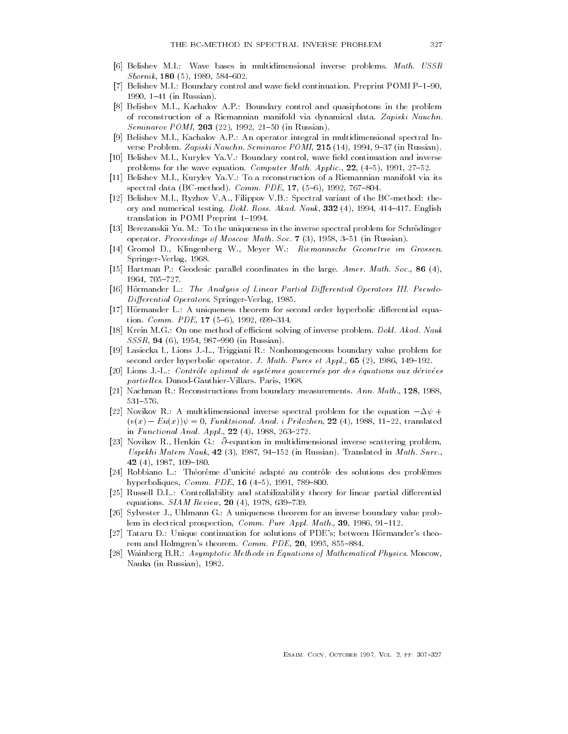[6] Belishev M.I.: Wave bases in multidimensional inverse problems. *Math. USSR Sbornik*, **180** (5), 1989, 584–602.

[7] Belishev M.I.: Boundary control and wave field continuation. Preprint POMI P–1–90, 1990, 1–41 (in Russian).

[8] Belishev M.I., Kachalov A.P.: Boundary control and quasiphotons in the problem of reconstruction of a Riemannian manifold via dynamical data. *Zapiski Nauchn. Seminarov POMI*, **203** (22), 1992, 21–50 (in Russian).

[9] Belishev M.I., Kachalov A.P.: An operator integral in multidimensional spectral Inverse Problem. *Zapiski Nauchn. Seminarov POMI*, **215** (14), 1994, 9–37 (in Russian).

[10] Belishev M.I., Kurylev Ya.V.: Boundary control, wave field continuation and inverse problems for the wave equation. *Computer Math. Applic.*, **22**, (4–5), 1991, 27–52.

[11] Belishev M.I., Kurylev Ya.V.: To a reconstruction of a Riemannian manifold via its spectral data (BC-method). *Comm. PDE*, **17**, (5–6), 1992, 767–804.

[12] Belishev M.I., Ryzhov V.A., Filippov V.B.: Spectral variant of the BC-method: theory and numerical testing. *Dokl. Ross. Akad. Nauk*, **332** (4), 1994, 414–417. English translation in POMI Preprint 1–1994.

[13] Berezanskii Yu. M.: To the uniqueness in the inverse spectral problem for Schrödinger operator. *Proceedings of Moscow Math. Soc.* **7** (3), 1958, 3–51 (in Russian).

[14] Gromol D., Klingenberg W., Meyer W.: *Riemannsche Geometrie im Grossen*. Springer-Verlag, 1968.

[15] Hartman P.: Geodesic parallel coordinates in the large. *Amer. Math. Soc.*, **86** (4), 1964, 705–727.

[16] Hörmander L.: *The Analysis of Linear Partial Differential Operators III. Pseudo-Differential Operators*. Springer-Verlag, 1985.

[17] Hörmander L.: A uniqueness theorem for second order hyperbolic differential equation. *Comm. PDE*, **17** (5–6), 1992, 699–314.

[18] Krein M.G.: On one method of efficient solving of inverse problem. *Dokl. Akad. Nauk SSSR*, **94** (6), 1954, 987–990 (in Russian).

[19] Lasiecka I., Lions J.-L., Triggiani R.: Nonhomogeneous boundary value problem for second order hyperbolic operator. *J. Math. Pures et Appl.*, **65** (2), 1986, 149–192.

[20] Lions J.-L.: *Contrôle optimal de systèmes gouvernés par des équations aux dérivées partielles*. Dunod-Gauthier-Villars. Paris, 1968.

[21] Nachman R.: Reconstructions from boundary measurements. *Ann. Math.*, **128**, 1988, 531–576.

[22] Novikov R.: A multidimensional inverse spectral problem for the equation $-\Delta\psi + (v(x) - Eu(x))\psi = 0$, *Funktsional. Anal. i Prilozhen*, **22** (4), 1988, 11–22, translated in *Functional Anal. Appl.*, **22** (4), 1988, 263–272.

[23] Novikov R., Henkin G.: $\bar{\partial}$-equation in multidimensional inverse scattering problem, *Uspekhi Matem Nauk*, **42** (3), 1987, 94–152 (in Russian). Translated in *Math. Surv.*, **42** (4), 1987, 109–180.

[24] Robbiano L.: Théorème d'unicité adapté au contrôle des solutions des problèmes hyperboliques, *Comm. PDE*, **16** (4–5), 1991, 789–800.

[25] Russell D.L.: Controllability and stabilizability theory for linear partial differential equations. *SIAM Review*, **20** (4), 1978, 639–739.

[26] Sylvester J., Uhlmann G.: A uniqueness theorem for an inverse boundary value problem in electrical prospection, *Comm. Pure Appl. Math.*, **39**, 1986, 91–112.

[27] Tataru D.: Unique continuation for solutions of PDE's; between Hörmander's theorem and Holmgren's theorem. *Comm. PDE*, **20**, 1995, 855–884.

[28] Wainberg B.R.: *Asymptotic Methods in Equations of Mathematical Physics*. Moscow, Nauka (in Russian), 1982.